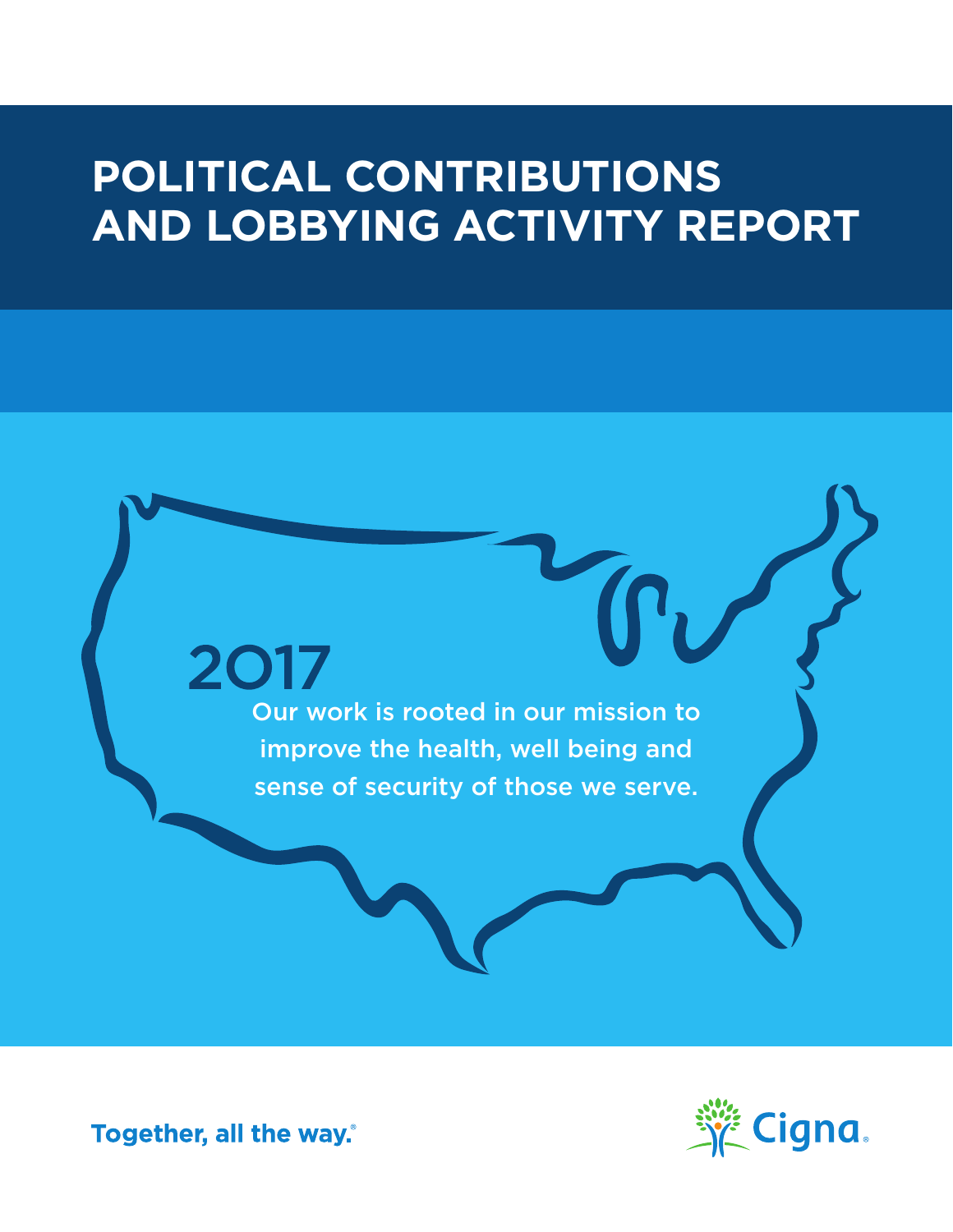# POLITICAL CONTRIBUTIONS AND LOBBYING ACTIVITY REPORT

## 2017

Our work is rooted in our mission to improve the health, well being and sense of security of those we serve.

Together, all the way.®

Cigna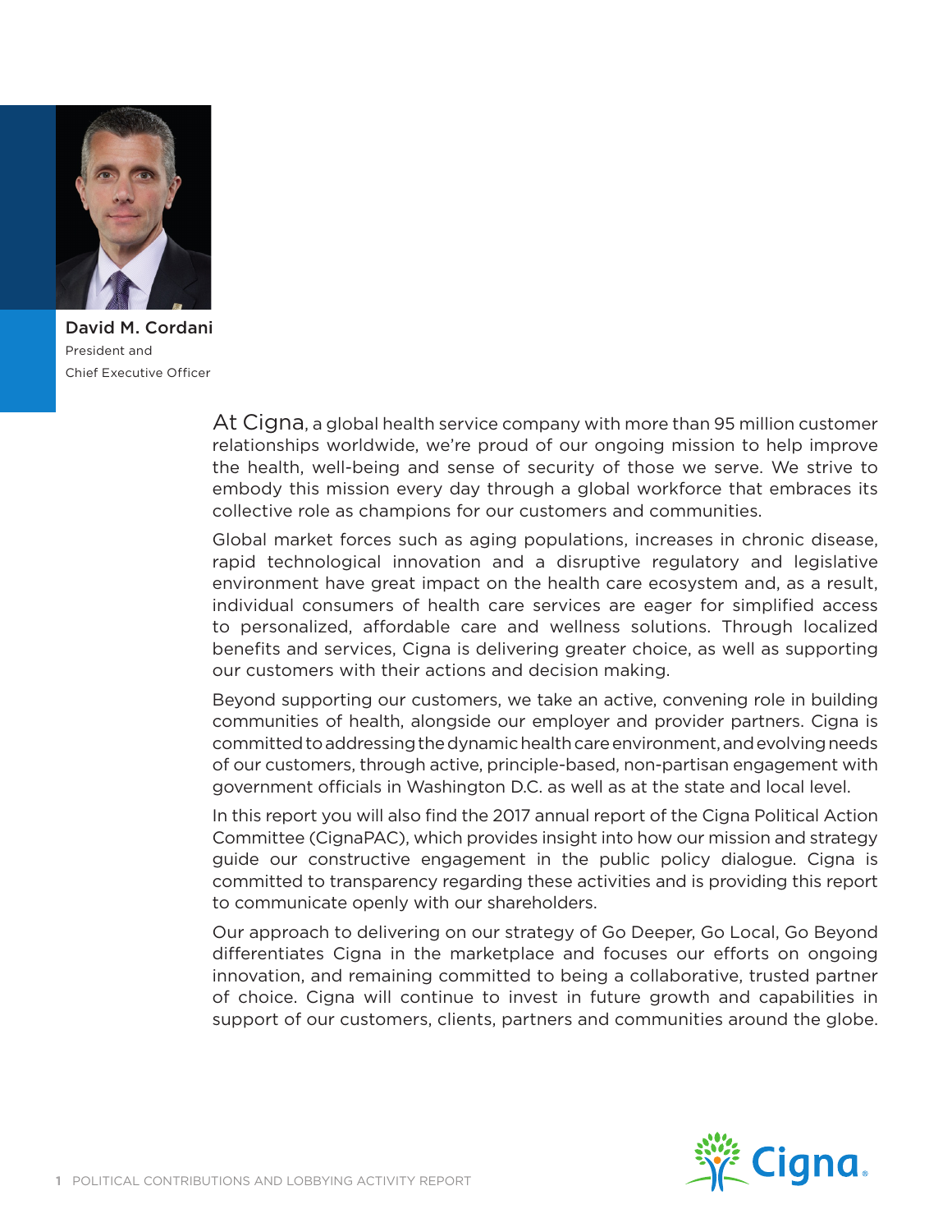**David M. Cordani**
President and
Chief Executive Officer

At Cigna, a global health service company with more than 95 million customer relationships worldwide, we're proud of our ongoing mission to help improve the health, well-being and sense of security of those we serve. We strive to embody this mission every day through a global workforce that embraces its collective role as champions for our customers and communities.

Global market forces such as aging populations, increases in chronic disease, rapid technological innovation and a disruptive regulatory and legislative environment have great impact on the health care ecosystem and, as a result, individual consumers of health care services are eager for simplified access to personalized, affordable care and wellness solutions. Through localized benefits and services, Cigna is delivering greater choice, as well as supporting our customers with their actions and decision making.

Beyond supporting our customers, we take an active, convening role in building communities of health, alongside our employer and provider partners. Cigna is committed to addressing the dynamic health care environment, and evolving needs of our customers, through active, principle-based, non-partisan engagement with government officials in Washington D.C. as well as at the state and local level.

In this report you will also find the 2017 annual report of the Cigna Political Action Committee (CignaPAC), which provides insight into how our mission and strategy guide our constructive engagement in the public policy dialogue. Cigna is committed to transparency regarding these activities and is providing this report to communicate openly with our shareholders.

Our approach to delivering on our strategy of Go Deeper, Go Local, Go Beyond differentiates Cigna in the marketplace and focuses our efforts on ongoing innovation, and remaining committed to being a collaborative, trusted partner of choice. Cigna will continue to invest in future growth and capabilities in support of our customers, clients, partners and communities around the globe.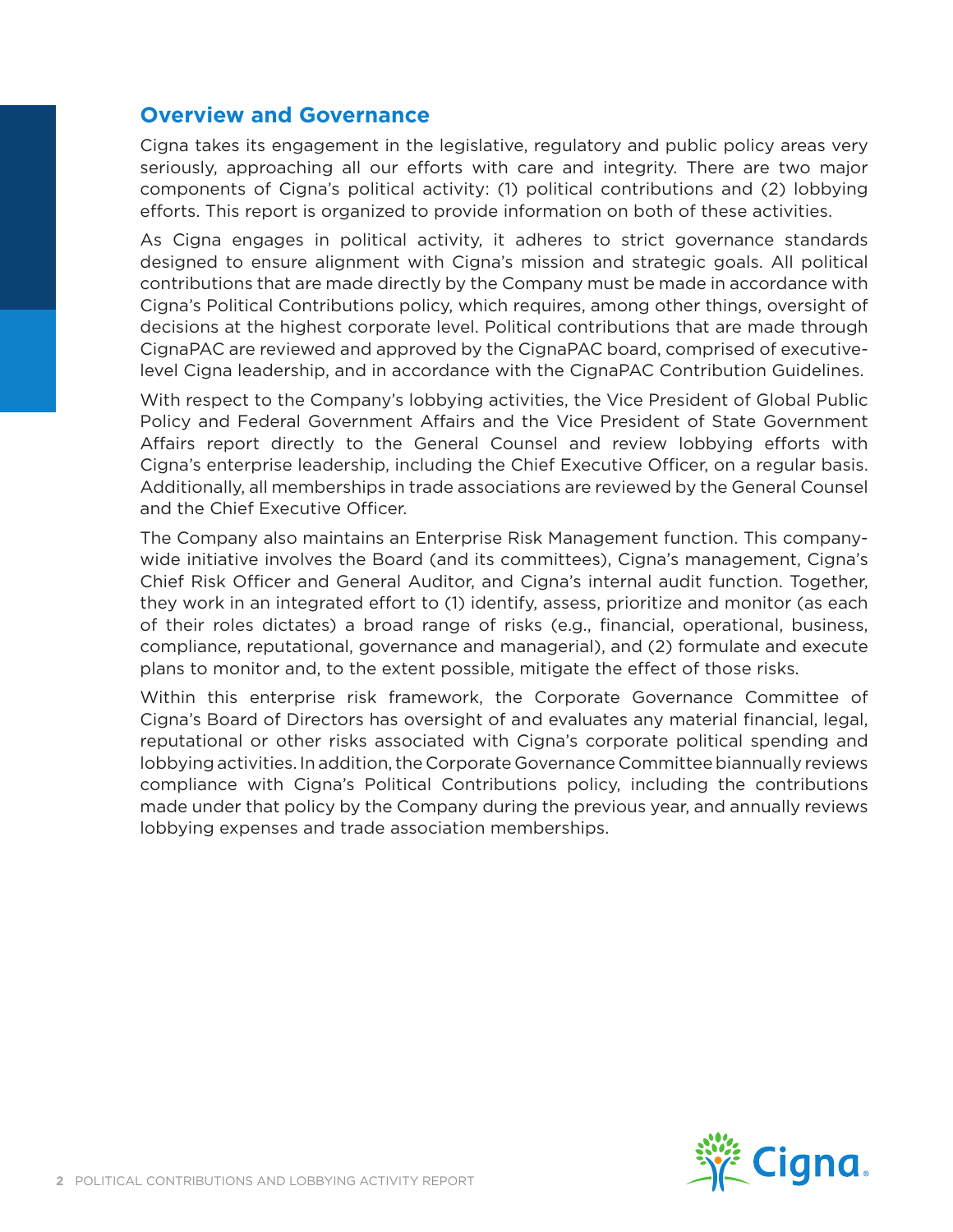## Overview and Governance

Cigna takes its engagement in the legislative, regulatory and public policy areas very seriously, approaching all our efforts with care and integrity. There are two major components of Cigna's political activity: (1) political contributions and (2) lobbying efforts. This report is organized to provide information on both of these activities.

As Cigna engages in political activity, it adheres to strict governance standards designed to ensure alignment with Cigna's mission and strategic goals. All political contributions that are made directly by the Company must be made in accordance with Cigna's Political Contributions policy, which requires, among other things, oversight of decisions at the highest corporate level. Political contributions that are made through CignaPAC are reviewed and approved by the CignaPAC board, comprised of executive-level Cigna leadership, and in accordance with the CignaPAC Contribution Guidelines.

With respect to the Company's lobbying activities, the Vice President of Global Public Policy and Federal Government Affairs and the Vice President of State Government Affairs report directly to the General Counsel and review lobbying efforts with Cigna's enterprise leadership, including the Chief Executive Officer, on a regular basis. Additionally, all memberships in trade associations are reviewed by the General Counsel and the Chief Executive Officer.

The Company also maintains an Enterprise Risk Management function. This company-wide initiative involves the Board (and its committees), Cigna's management, Cigna's Chief Risk Officer and General Auditor, and Cigna's internal audit function. Together, they work in an integrated effort to (1) identify, assess, prioritize and monitor (as each of their roles dictates) a broad range of risks (e.g., financial, operational, business, compliance, reputational, governance and managerial), and (2) formulate and execute plans to monitor and, to the extent possible, mitigate the effect of those risks.

Within this enterprise risk framework, the Corporate Governance Committee of Cigna's Board of Directors has oversight of and evaluates any material financial, legal, reputational or other risks associated with Cigna's corporate political spending and lobbying activities. In addition, the Corporate Governance Committee biannually reviews compliance with Cigna's Political Contributions policy, including the contributions made under that policy by the Company during the previous year, and annually reviews lobbying expenses and trade association memberships.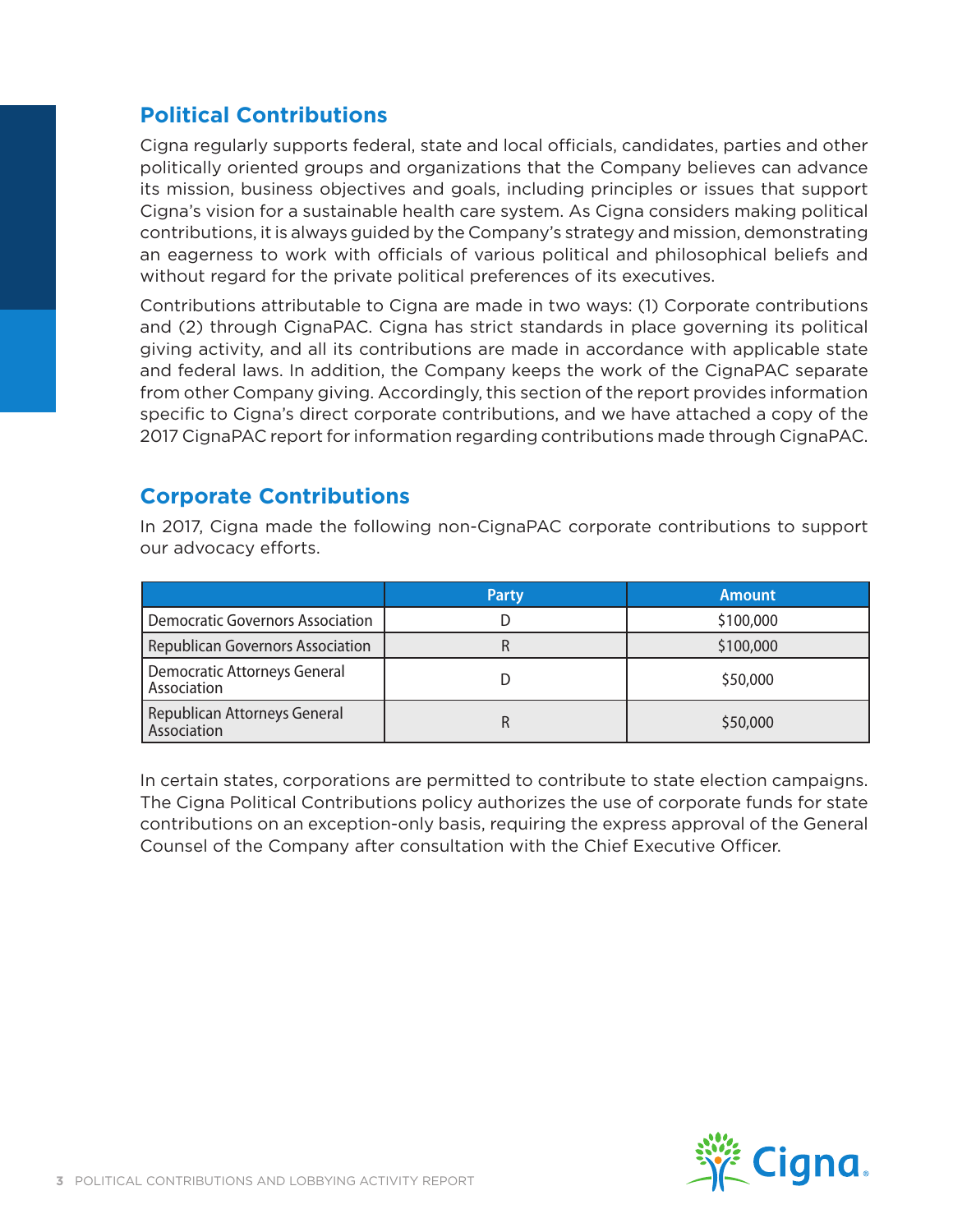## Political Contributions

Cigna regularly supports federal, state and local officials, candidates, parties and other politically oriented groups and organizations that the Company believes can advance its mission, business objectives and goals, including principles or issues that support Cigna's vision for a sustainable health care system. As Cigna considers making political contributions, it is always guided by the Company's strategy and mission, demonstrating an eagerness to work with officials of various political and philosophical beliefs and without regard for the private political preferences of its executives.

Contributions attributable to Cigna are made in two ways: (1) Corporate contributions and (2) through CignaPAC. Cigna has strict standards in place governing its political giving activity, and all its contributions are made in accordance with applicable state and federal laws. In addition, the Company keeps the work of the CignaPAC separate from other Company giving. Accordingly, this section of the report provides information specific to Cigna's direct corporate contributions, and we have attached a copy of the 2017 CignaPAC report for information regarding contributions made through CignaPAC.

## Corporate Contributions

In 2017, Cigna made the following non-CignaPAC corporate contributions to support our advocacy efforts.

| | Party | Amount |
|---|---|---|
| Democratic Governors Association | D | $100,000 |
| Republican Governors Association | R | $100,000 |
| Democratic Attorneys General Association | D | $50,000 |
| Republican Attorneys General Association | R | $50,000 |

In certain states, corporations are permitted to contribute to state election campaigns. The Cigna Political Contributions policy authorizes the use of corporate funds for state contributions on an exception-only basis, requiring the express approval of the General Counsel of the Company after consultation with the Chief Executive Officer.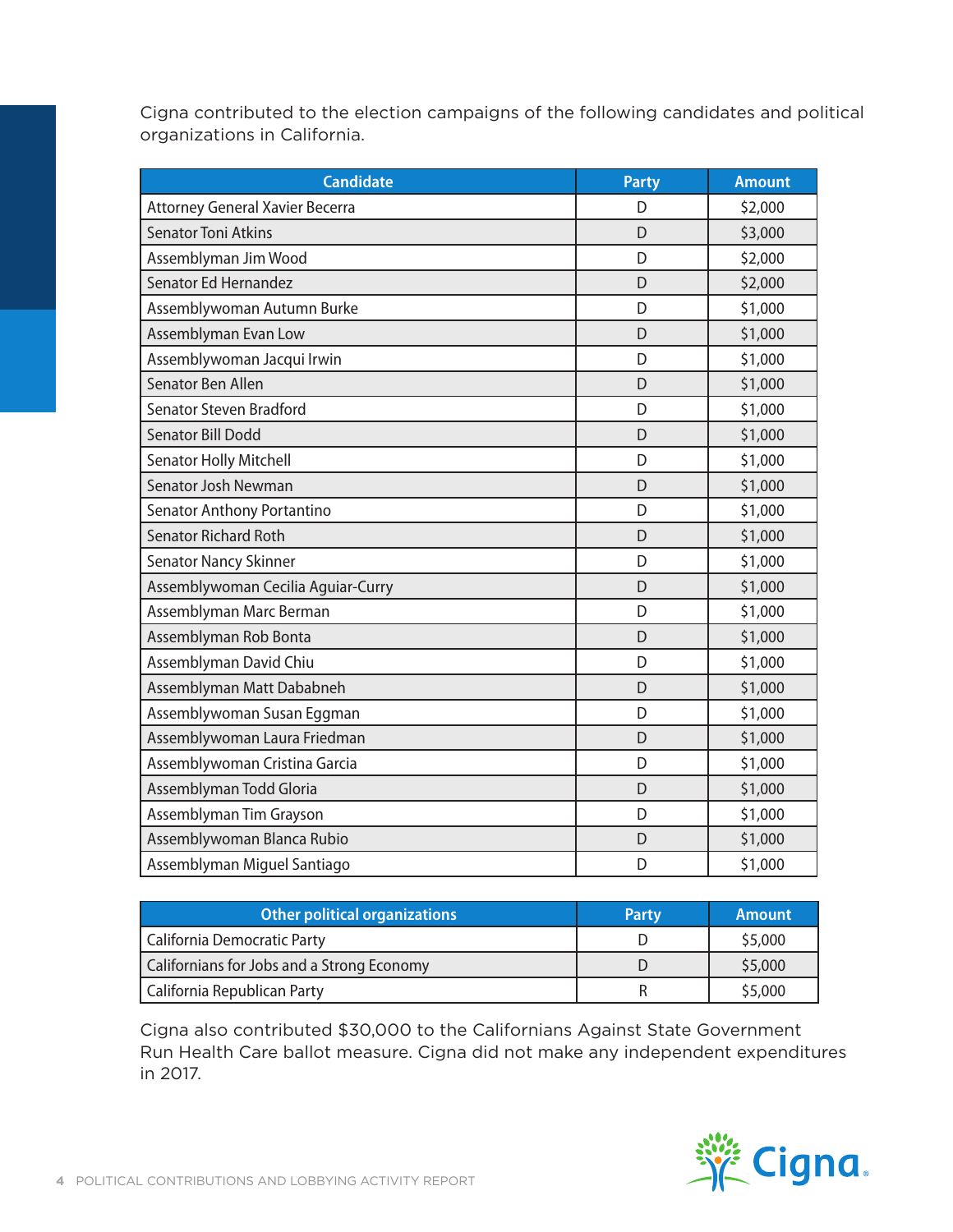Cigna contributed to the election campaigns of the following candidates and political organizations in California.

| Candidate | Party | Amount |
| --- | --- | --- |
| Attorney General Xavier Becerra | D | $2,000 |
| Senator Toni Atkins | D | $3,000 |
| Assemblyman Jim Wood | D | $2,000 |
| Senator Ed Hernandez | D | $2,000 |
| Assemblywoman Autumn Burke | D | $1,000 |
| Assemblyman Evan Low | D | $1,000 |
| Assemblywoman Jacqui Irwin | D | $1,000 |
| Senator Ben Allen | D | $1,000 |
| Senator Steven Bradford | D | $1,000 |
| Senator Bill Dodd | D | $1,000 |
| Senator Holly Mitchell | D | $1,000 |
| Senator Josh Newman | D | $1,000 |
| Senator Anthony Portantino | D | $1,000 |
| Senator Richard Roth | D | $1,000 |
| Senator Nancy Skinner | D | $1,000 |
| Assemblywoman Cecilia Aguiar-Curry | D | $1,000 |
| Assemblyman Marc Berman | D | $1,000 |
| Assemblyman Rob Bonta | D | $1,000 |
| Assemblyman David Chiu | D | $1,000 |
| Assemblyman Matt Dababneh | D | $1,000 |
| Assemblywoman Susan Eggman | D | $1,000 |
| Assemblywoman Laura Friedman | D | $1,000 |
| Assemblywoman Cristina Garcia | D | $1,000 |
| Assemblyman Todd Gloria | D | $1,000 |
| Assemblyman Tim Grayson | D | $1,000 |
| Assemblywoman Blanca Rubio | D | $1,000 |
| Assemblyman Miguel Santiago | D | $1,000 |

| Other political organizations | Party | Amount |
| --- | --- | --- |
| California Democratic Party | D | $5,000 |
| Californians for Jobs and a Strong Economy | D | $5,000 |
| California Republican Party | R | $5,000 |

Cigna also contributed $30,000 to the Californians Against State Government Run Health Care ballot measure. Cigna did not make any independent expenditures in 2017.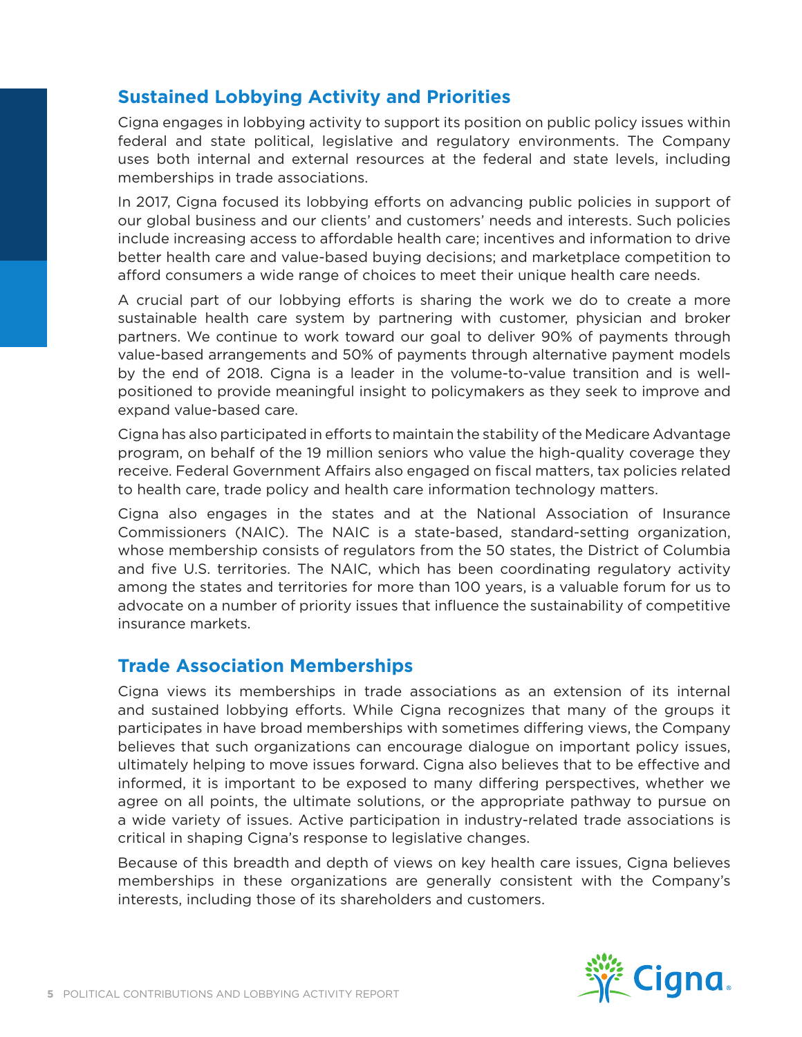## Sustained Lobbying Activity and Priorities

Cigna engages in lobbying activity to support its position on public policy issues within federal and state political, legislative and regulatory environments. The Company uses both internal and external resources at the federal and state levels, including memberships in trade associations.

In 2017, Cigna focused its lobbying efforts on advancing public policies in support of our global business and our clients' and customers' needs and interests. Such policies include increasing access to affordable health care; incentives and information to drive better health care and value-based buying decisions; and marketplace competition to afford consumers a wide range of choices to meet their unique health care needs.

A crucial part of our lobbying efforts is sharing the work we do to create a more sustainable health care system by partnering with customer, physician and broker partners. We continue to work toward our goal to deliver 90% of payments through value-based arrangements and 50% of payments through alternative payment models by the end of 2018. Cigna is a leader in the volume-to-value transition and is well-positioned to provide meaningful insight to policymakers as they seek to improve and expand value-based care.

Cigna has also participated in efforts to maintain the stability of the Medicare Advantage program, on behalf of the 19 million seniors who value the high-quality coverage they receive. Federal Government Affairs also engaged on fiscal matters, tax policies related to health care, trade policy and health care information technology matters.

Cigna also engages in the states and at the National Association of Insurance Commissioners (NAIC). The NAIC is a state-based, standard-setting organization, whose membership consists of regulators from the 50 states, the District of Columbia and five U.S. territories. The NAIC, which has been coordinating regulatory activity among the states and territories for more than 100 years, is a valuable forum for us to advocate on a number of priority issues that influence the sustainability of competitive insurance markets.

## Trade Association Memberships

Cigna views its memberships in trade associations as an extension of its internal and sustained lobbying efforts. While Cigna recognizes that many of the groups it participates in have broad memberships with sometimes differing views, the Company believes that such organizations can encourage dialogue on important policy issues, ultimately helping to move issues forward. Cigna also believes that to be effective and informed, it is important to be exposed to many differing perspectives, whether we agree on all points, the ultimate solutions, or the appropriate pathway to pursue on a wide variety of issues. Active participation in industry-related trade associations is critical in shaping Cigna's response to legislative changes.

Because of this breadth and depth of views on key health care issues, Cigna believes memberships in these organizations are generally consistent with the Company's interests, including those of its shareholders and customers.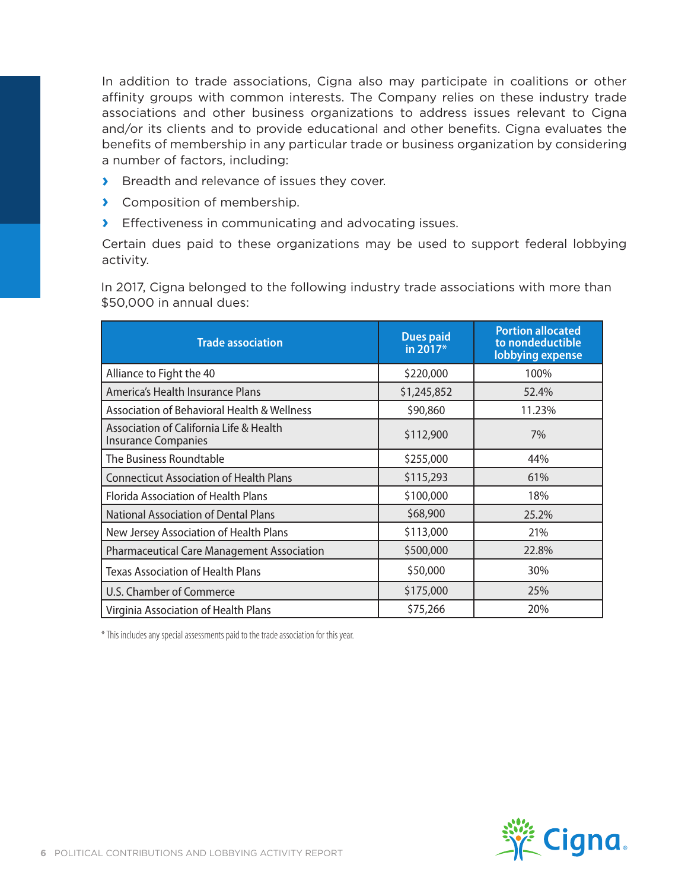In addition to trade associations, Cigna also may participate in coalitions or other affinity groups with common interests. The Company relies on these industry trade associations and other business organizations to address issues relevant to Cigna and/or its clients and to provide educational and other benefits. Cigna evaluates the benefits of membership in any particular trade or business organization by considering a number of factors, including:

- Breadth and relevance of issues they cover.
- Composition of membership.
- Effectiveness in communicating and advocating issues.

Certain dues paid to these organizations may be used to support federal lobbying activity.

In 2017, Cigna belonged to the following industry trade associations with more than $50,000 in annual dues:

| Trade association | Dues paid in 2017* | Portion allocated to nondeductible lobbying expense |
|---|---|---|
| Alliance to Fight the 40 | $220,000 | 100% |
| America's Health Insurance Plans | $1,245,852 | 52.4% |
| Association of Behavioral Health & Wellness | $90,860 | 11.23% |
| Association of California Life & Health Insurance Companies | $112,900 | 7% |
| The Business Roundtable | $255,000 | 44% |
| Connecticut Association of Health Plans | $115,293 | 61% |
| Florida Association of Health Plans | $100,000 | 18% |
| National Association of Dental Plans | $68,900 | 25.2% |
| New Jersey Association of Health Plans | $113,000 | 21% |
| Pharmaceutical Care Management Association | $500,000 | 22.8% |
| Texas Association of Health Plans | $50,000 | 30% |
| U.S. Chamber of Commerce | $175,000 | 25% |
| Virginia Association of Health Plans | $75,266 | 20% |

* This includes any special assessments paid to the trade association for this year.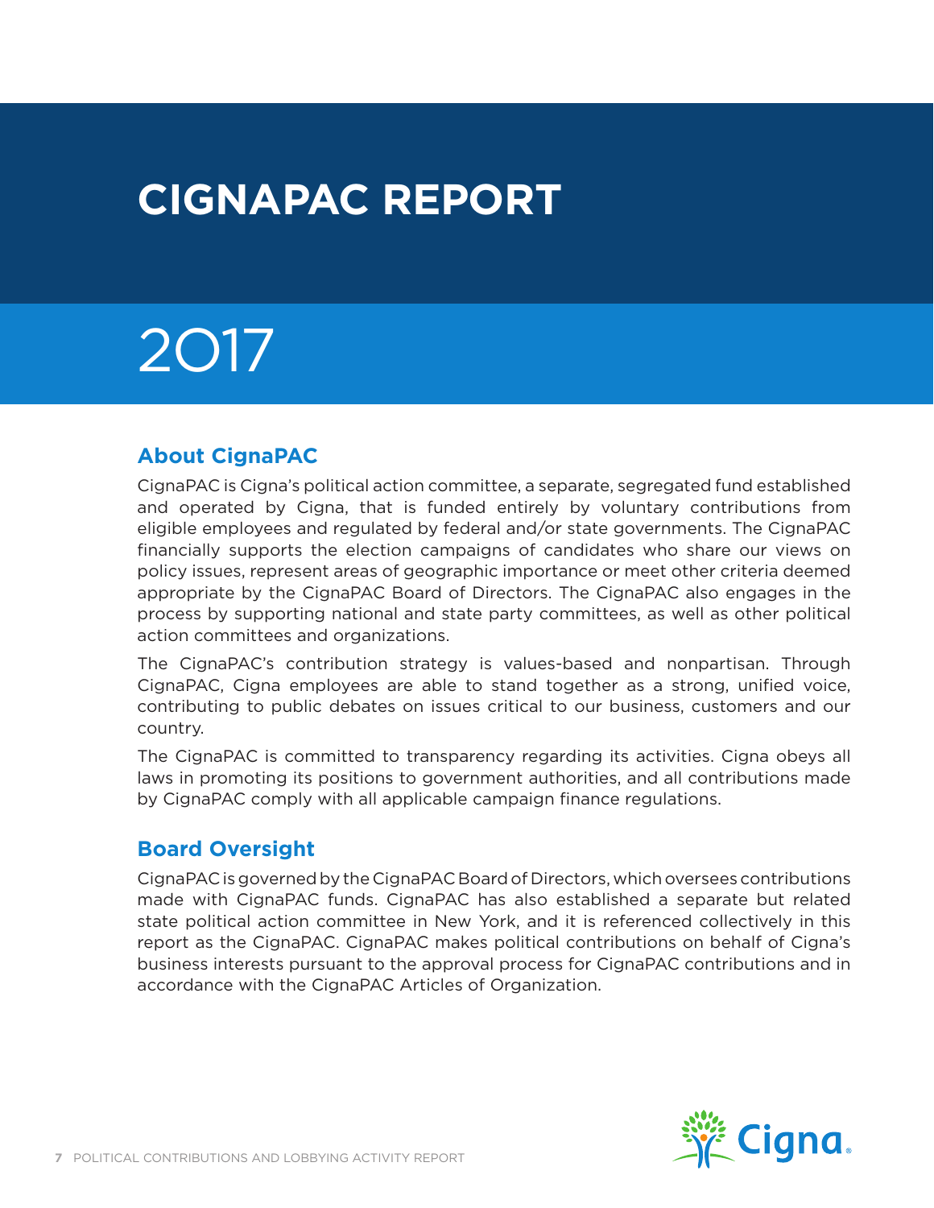# CIGNAPAC REPORT

# 2017

## About CignaPAC

CignaPAC is Cigna's political action committee, a separate, segregated fund established and operated by Cigna, that is funded entirely by voluntary contributions from eligible employees and regulated by federal and/or state governments. The CignaPAC financially supports the election campaigns of candidates who share our views on policy issues, represent areas of geographic importance or meet other criteria deemed appropriate by the CignaPAC Board of Directors. The CignaPAC also engages in the process by supporting national and state party committees, as well as other political action committees and organizations.

The CignaPAC's contribution strategy is values-based and nonpartisan. Through CignaPAC, Cigna employees are able to stand together as a strong, unified voice, contributing to public debates on issues critical to our business, customers and our country.

The CignaPAC is committed to transparency regarding its activities. Cigna obeys all laws in promoting its positions to government authorities, and all contributions made by CignaPAC comply with all applicable campaign finance regulations.

## Board Oversight

CignaPAC is governed by the CignaPAC Board of Directors, which oversees contributions made with CignaPAC funds. CignaPAC has also established a separate but related state political action committee in New York, and it is referenced collectively in this report as the CignaPAC. CignaPAC makes political contributions on behalf of Cigna's business interests pursuant to the approval process for CignaPAC contributions and in accordance with the CignaPAC Articles of Organization.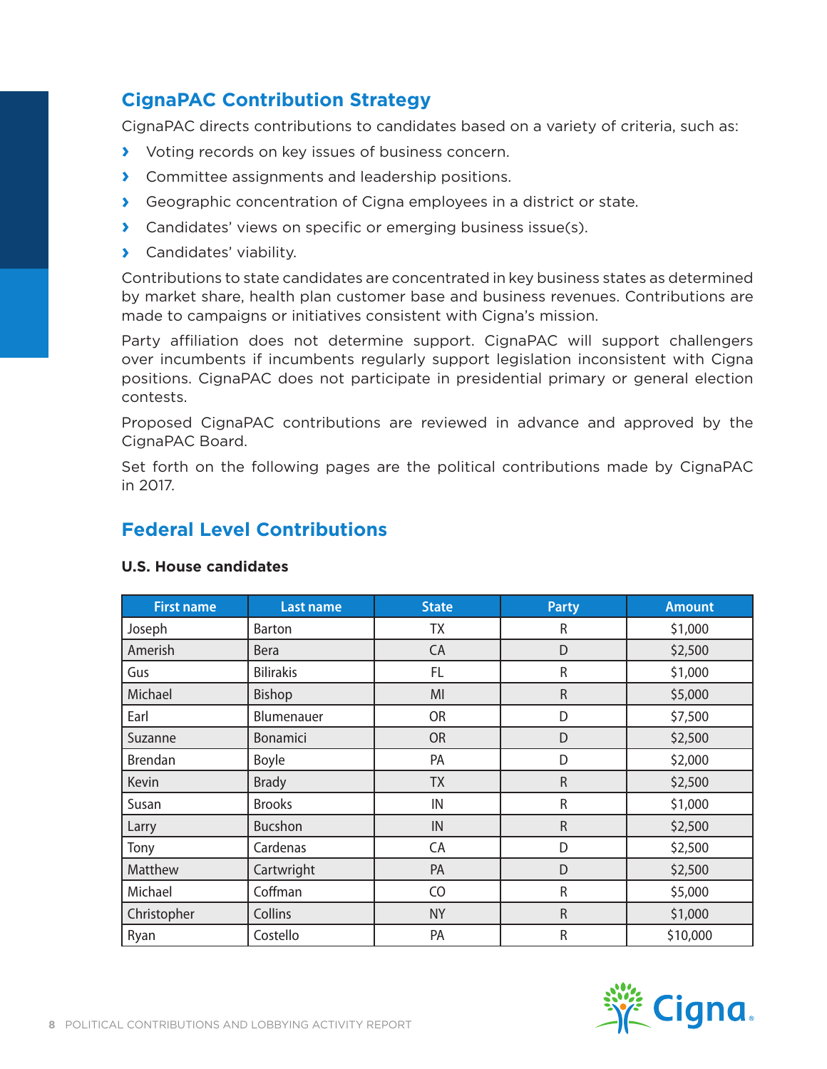## CignaPAC Contribution Strategy

CignaPAC directs contributions to candidates based on a variety of criteria, such as:

- Voting records on key issues of business concern.
- Committee assignments and leadership positions.
- Geographic concentration of Cigna employees in a district or state.
- Candidates' views on specific or emerging business issue(s).
- Candidates' viability.

Contributions to state candidates are concentrated in key business states as determined by market share, health plan customer base and business revenues. Contributions are made to campaigns or initiatives consistent with Cigna's mission.

Party affiliation does not determine support. CignaPAC will support challengers over incumbents if incumbents regularly support legislation inconsistent with Cigna positions. CignaPAC does not participate in presidential primary or general election contests.

Proposed CignaPAC contributions are reviewed in advance and approved by the CignaPAC Board.

Set forth on the following pages are the political contributions made by CignaPAC in 2017.

## Federal Level Contributions

**U.S. House candidates**

| First name | Last name | State | Party | Amount |
|---|---|---|---|---|
| Joseph | Barton | TX | R | $1,000 |
| Amerish | Bera | CA | D | $2,500 |
| Gus | Bilirakis | FL | R | $1,000 |
| Michael | Bishop | MI | R | $5,000 |
| Earl | Blumenauer | OR | D | $7,500 |
| Suzanne | Bonamici | OR | D | $2,500 |
| Brendan | Boyle | PA | D | $2,000 |
| Kevin | Brady | TX | R | $2,500 |
| Susan | Brooks | IN | R | $1,000 |
| Larry | Bucshon | IN | R | $2,500 |
| Tony | Cardenas | CA | D | $2,500 |
| Matthew | Cartwright | PA | D | $2,500 |
| Michael | Coffman | CO | R | $5,000 |
| Christopher | Collins | NY | R | $1,000 |
| Ryan | Costello | PA | R | $10,000 |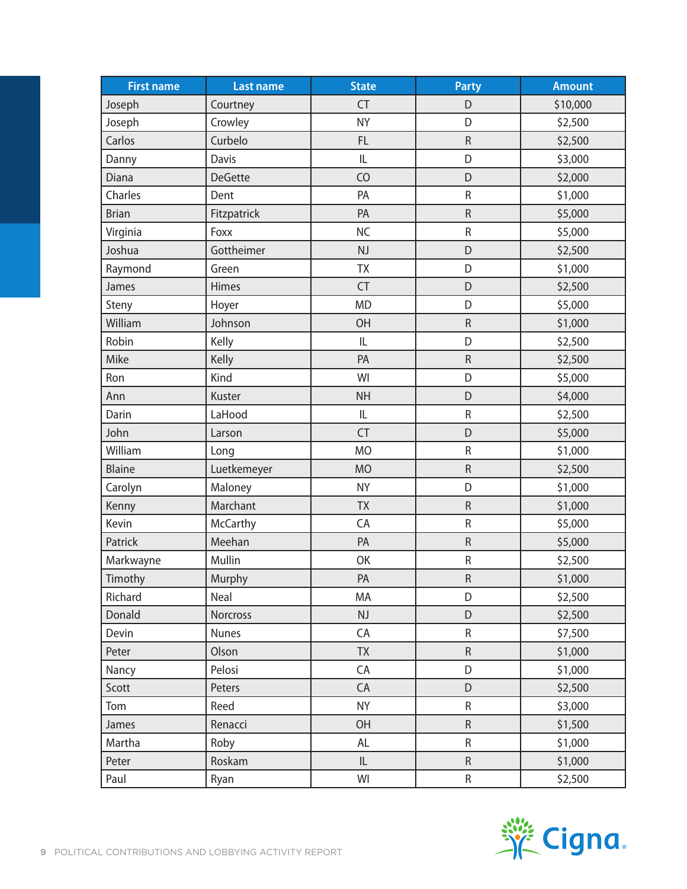| First name | Last name | State | Party | Amount |
|---|---|---|---|---|
| Joseph | Courtney | CT | D | $10,000 |
| Joseph | Crowley | NY | D | $2,500 |
| Carlos | Curbelo | FL | R | $2,500 |
| Danny | Davis | IL | D | $3,000 |
| Diana | DeGette | CO | D | $2,000 |
| Charles | Dent | PA | R | $1,000 |
| Brian | Fitzpatrick | PA | R | $5,000 |
| Virginia | Foxx | NC | R | $5,000 |
| Joshua | Gottheimer | NJ | D | $2,500 |
| Raymond | Green | TX | D | $1,000 |
| James | Himes | CT | D | $2,500 |
| Steny | Hoyer | MD | D | $5,000 |
| William | Johnson | OH | R | $1,000 |
| Robin | Kelly | IL | D | $2,500 |
| Mike | Kelly | PA | R | $2,500 |
| Ron | Kind | WI | D | $5,000 |
| Ann | Kuster | NH | D | $4,000 |
| Darin | LaHood | IL | R | $2,500 |
| John | Larson | CT | D | $5,000 |
| William | Long | MO | R | $1,000 |
| Blaine | Luetkemeyer | MO | R | $2,500 |
| Carolyn | Maloney | NY | D | $1,000 |
| Kenny | Marchant | TX | R | $1,000 |
| Kevin | McCarthy | CA | R | $5,000 |
| Patrick | Meehan | PA | R | $5,000 |
| Markwayne | Mullin | OK | R | $2,500 |
| Timothy | Murphy | PA | R | $1,000 |
| Richard | Neal | MA | D | $2,500 |
| Donald | Norcross | NJ | D | $2,500 |
| Devin | Nunes | CA | R | $7,500 |
| Peter | Olson | TX | R | $1,000 |
| Nancy | Pelosi | CA | D | $1,000 |
| Scott | Peters | CA | D | $2,500 |
| Tom | Reed | NY | R | $3,000 |
| James | Renacci | OH | R | $1,500 |
| Martha | Roby | AL | R | $1,000 |
| Peter | Roskam | IL | R | $1,000 |
| Paul | Ryan | WI | R | $2,500 |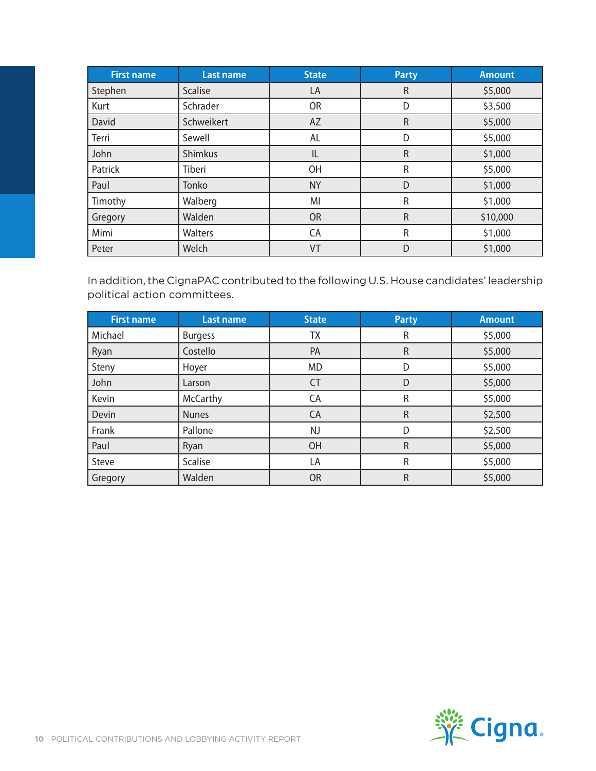| First name | Last name | State | Party | Amount |
|---|---|---|---|---|
| Stephen | Scalise | LA | R | $5,000 |
| Kurt | Schrader | OR | D | $3,500 |
| David | Schweikert | AZ | R | $5,000 |
| Terri | Sewell | AL | D | $5,000 |
| John | Shimkus | IL | R | $1,000 |
| Patrick | Tiberi | OH | R | $5,000 |
| Paul | Tonko | NY | D | $1,000 |
| Timothy | Walberg | MI | R | $1,000 |
| Gregory | Walden | OR | R | $10,000 |
| Mimi | Walters | CA | R | $1,000 |
| Peter | Welch | VT | D | $1,000 |

In addition, the CignaPAC contributed to the following U.S. House candidates' leadership political action committees.

| First name | Last name | State | Party | Amount |
|---|---|---|---|---|
| Michael | Burgess | TX | R | $5,000 |
| Ryan | Costello | PA | R | $5,000 |
| Steny | Hoyer | MD | D | $5,000 |
| John | Larson | CT | D | $5,000 |
| Kevin | McCarthy | CA | R | $5,000 |
| Devin | Nunes | CA | R | $2,500 |
| Frank | Pallone | NJ | D | $2,500 |
| Paul | Ryan | OH | R | $5,000 |
| Steve | Scalise | LA | R | $5,000 |
| Gregory | Walden | OR | R | $5,000 |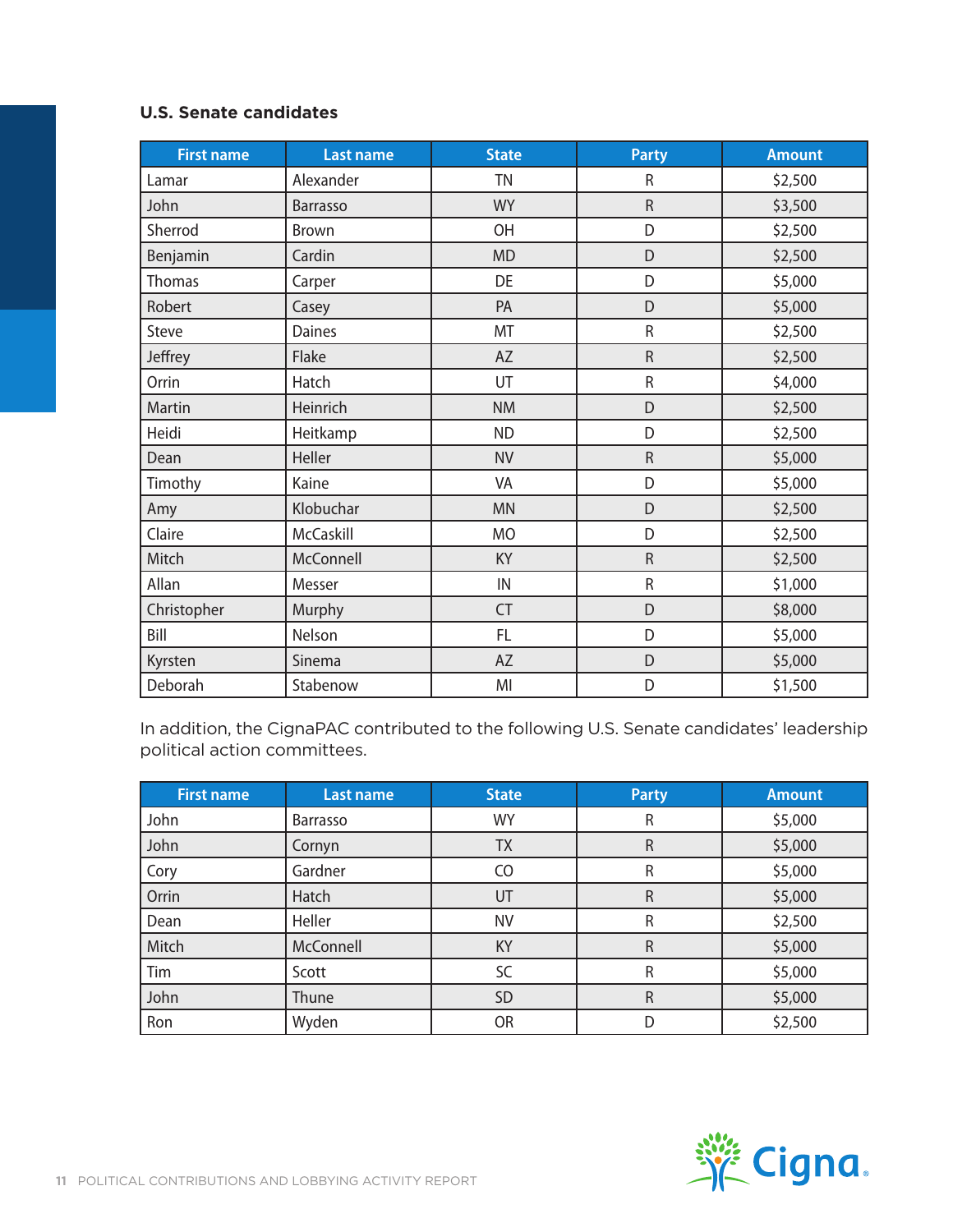### U.S. Senate candidates

| First name | Last name | State | Party | Amount |
|---|---|---|---|---|
| Lamar | Alexander | TN | R | $2,500 |
| John | Barrasso | WY | R | $3,500 |
| Sherrod | Brown | OH | D | $2,500 |
| Benjamin | Cardin | MD | D | $2,500 |
| Thomas | Carper | DE | D | $5,000 |
| Robert | Casey | PA | D | $5,000 |
| Steve | Daines | MT | R | $2,500 |
| Jeffrey | Flake | AZ | R | $2,500 |
| Orrin | Hatch | UT | R | $4,000 |
| Martin | Heinrich | NM | D | $2,500 |
| Heidi | Heitkamp | ND | D | $2,500 |
| Dean | Heller | NV | R | $5,000 |
| Timothy | Kaine | VA | D | $5,000 |
| Amy | Klobuchar | MN | D | $2,500 |
| Claire | McCaskill | MO | D | $2,500 |
| Mitch | McConnell | KY | R | $2,500 |
| Allan | Messer | IN | R | $1,000 |
| Christopher | Murphy | CT | D | $8,000 |
| Bill | Nelson | FL | D | $5,000 |
| Kyrsten | Sinema | AZ | D | $5,000 |
| Deborah | Stabenow | MI | D | $1,500 |

In addition, the CignaPAC contributed to the following U.S. Senate candidates' leadership political action committees.

| First name | Last name | State | Party | Amount |
|---|---|---|---|---|
| John | Barrasso | WY | R | $5,000 |
| John | Cornyn | TX | R | $5,000 |
| Cory | Gardner | CO | R | $5,000 |
| Orrin | Hatch | UT | R | $5,000 |
| Dean | Heller | NV | R | $2,500 |
| Mitch | McConnell | KY | R | $5,000 |
| Tim | Scott | SC | R | $5,000 |
| John | Thune | SD | R | $5,000 |
| Ron | Wyden | OR | D | $2,500 |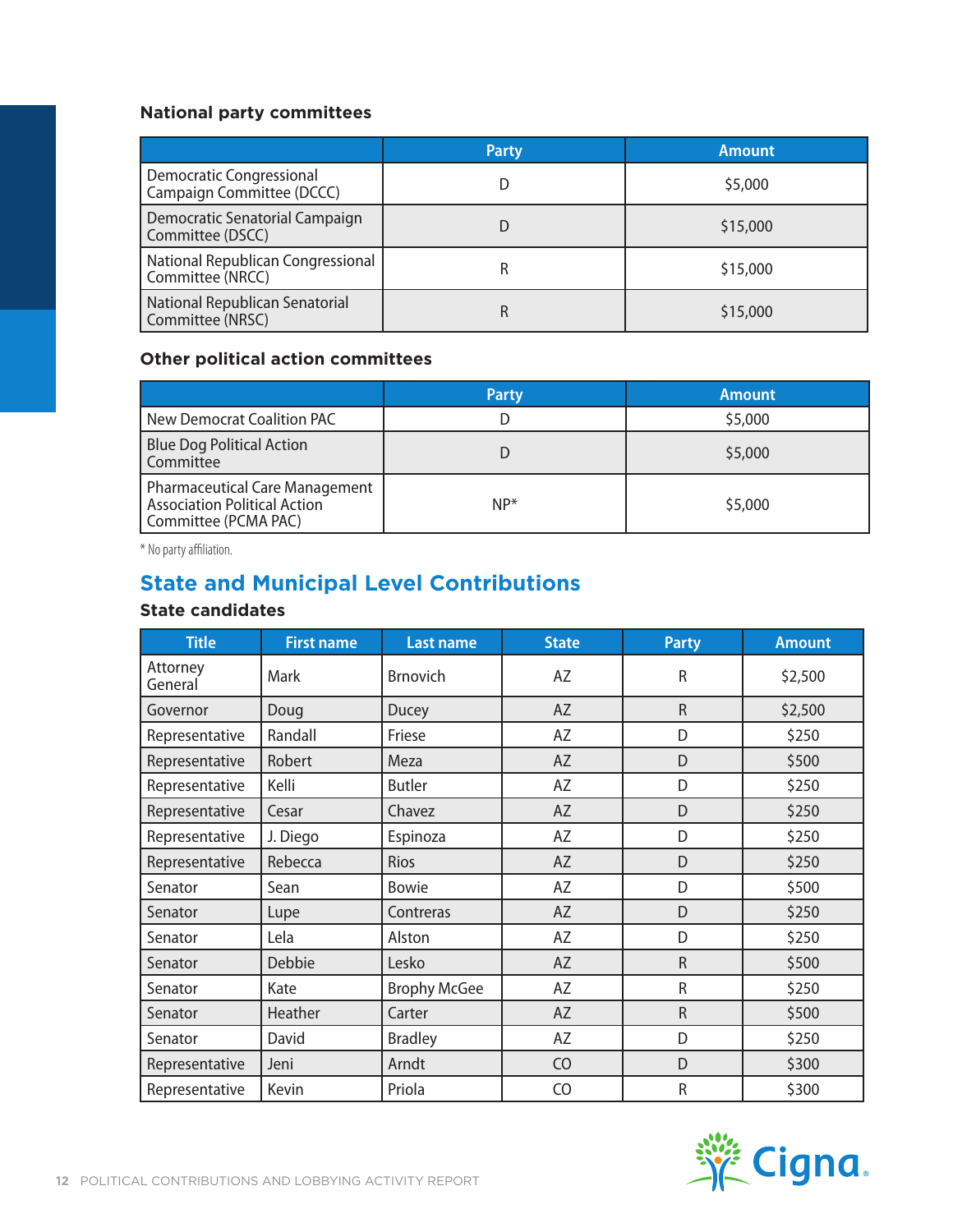### National party committees

| | Party | Amount |
|---|---|---|
| Democratic Congressional Campaign Committee (DCCC) | D | $5,000 |
| Democratic Senatorial Campaign Committee (DSCC) | D | $15,000 |
| National Republican Congressional Committee (NRCC) | R | $15,000 |
| National Republican Senatorial Committee (NRSC) | R | $15,000 |

### Other political action committees

| | Party | Amount |
|---|---|---|
| New Democrat Coalition PAC | D | $5,000 |
| Blue Dog Political Action Committee | D | $5,000 |
| Pharmaceutical Care Management Association Political Action Committee (PCMA PAC) | NP* | $5,000 |

* No party affiliation.

## State and Municipal Level Contributions

### State candidates

| Title | First name | Last name | State | Party | Amount |
|---|---|---|---|---|---|
| Attorney General | Mark | Brnovich | AZ | R | $2,500 |
| Governor | Doug | Ducey | AZ | R | $2,500 |
| Representative | Randall | Friese | AZ | D | $250 |
| Representative | Robert | Meza | AZ | D | $500 |
| Representative | Kelli | Butler | AZ | D | $250 |
| Representative | Cesar | Chavez | AZ | D | $250 |
| Representative | J. Diego | Espinoza | AZ | D | $250 |
| Representative | Rebecca | Rios | AZ | D | $250 |
| Senator | Sean | Bowie | AZ | D | $500 |
| Senator | Lupe | Contreras | AZ | D | $250 |
| Senator | Lela | Alston | AZ | D | $250 |
| Senator | Debbie | Lesko | AZ | R | $500 |
| Senator | Kate | Brophy McGee | AZ | R | $250 |
| Senator | Heather | Carter | AZ | R | $500 |
| Senator | David | Bradley | AZ | D | $250 |
| Representative | Jeni | Arndt | CO | D | $300 |
| Representative | Kevin | Priola | CO | R | $300 |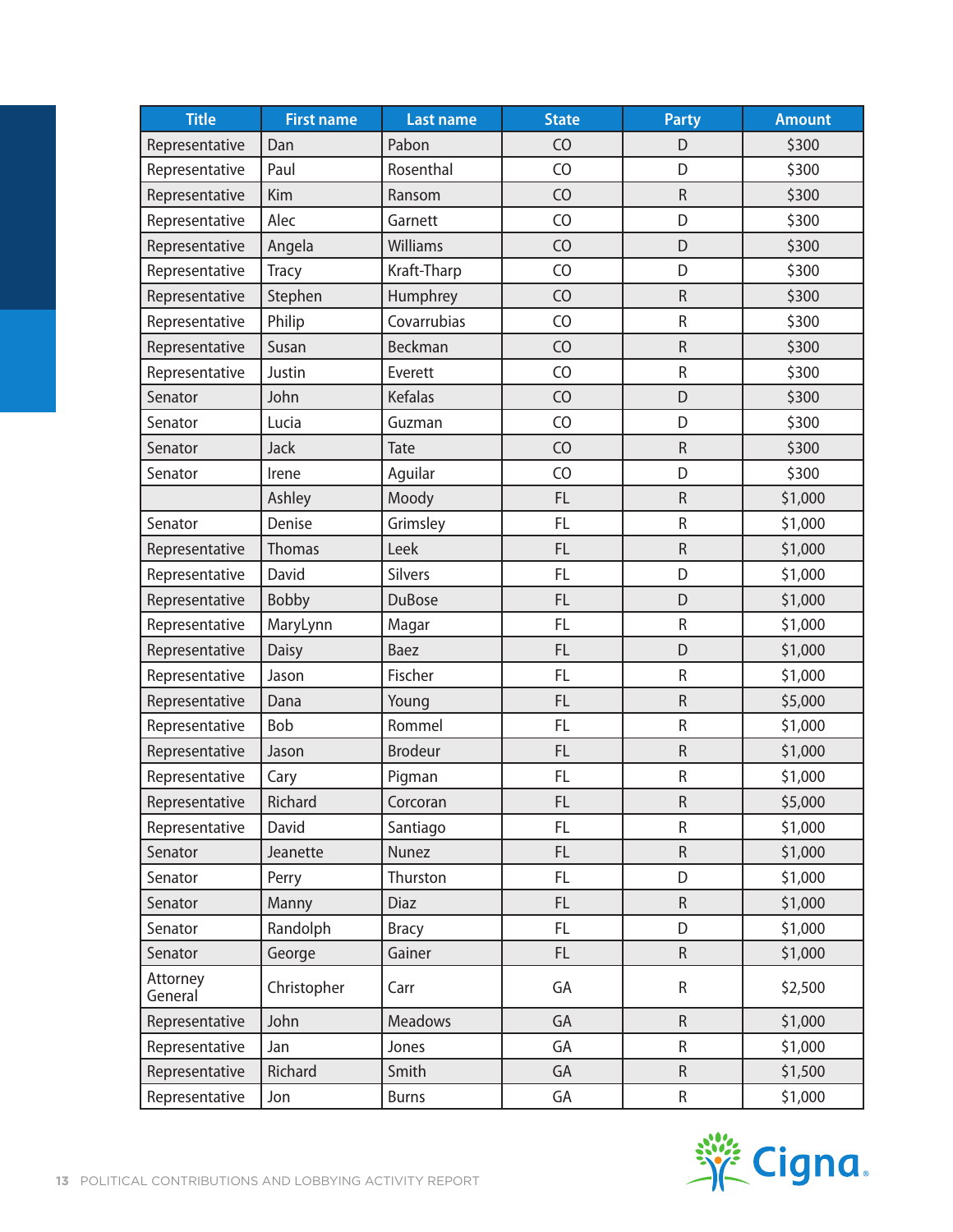| Title | First name | Last name | State | Party | Amount |
|---|---|---|---|---|---|
| Representative | Dan | Pabon | CO | D | $300 |
| Representative | Paul | Rosenthal | CO | D | $300 |
| Representative | Kim | Ransom | CO | R | $300 |
| Representative | Alec | Garnett | CO | D | $300 |
| Representative | Angela | Williams | CO | D | $300 |
| Representative | Tracy | Kraft-Tharp | CO | D | $300 |
| Representative | Stephen | Humphrey | CO | R | $300 |
| Representative | Philip | Covarrubias | CO | R | $300 |
| Representative | Susan | Beckman | CO | R | $300 |
| Representative | Justin | Everett | CO | R | $300 |
| Senator | John | Kefalas | CO | D | $300 |
| Senator | Lucia | Guzman | CO | D | $300 |
| Senator | Jack | Tate | CO | R | $300 |
| Senator | Irene | Aguilar | CO | D | $300 |
| | Ashley | Moody | FL | R | $1,000 |
| Senator | Denise | Grimsley | FL | R | $1,000 |
| Representative | Thomas | Leek | FL | R | $1,000 |
| Representative | David | Silvers | FL | D | $1,000 |
| Representative | Bobby | DuBose | FL | D | $1,000 |
| Representative | MaryLynn | Magar | FL | R | $1,000 |
| Representative | Daisy | Baez | FL | D | $1,000 |
| Representative | Jason | Fischer | FL | R | $1,000 |
| Representative | Dana | Young | FL | R | $5,000 |
| Representative | Bob | Rommel | FL | R | $1,000 |
| Representative | Jason | Brodeur | FL | R | $1,000 |
| Representative | Cary | Pigman | FL | R | $1,000 |
| Representative | Richard | Corcoran | FL | R | $5,000 |
| Representative | David | Santiago | FL | R | $1,000 |
| Senator | Jeanette | Nunez | FL | R | $1,000 |
| Senator | Perry | Thurston | FL | D | $1,000 |
| Senator | Manny | Diaz | FL | R | $1,000 |
| Senator | Randolph | Bracy | FL | D | $1,000 |
| Senator | George | Gainer | FL | R | $1,000 |
| Attorney General | Christopher | Carr | GA | R | $2,500 |
| Representative | John | Meadows | GA | R | $1,000 |
| Representative | Jan | Jones | GA | R | $1,000 |
| Representative | Richard | Smith | GA | R | $1,500 |
| Representative | Jon | Burns | GA | R | $1,000 |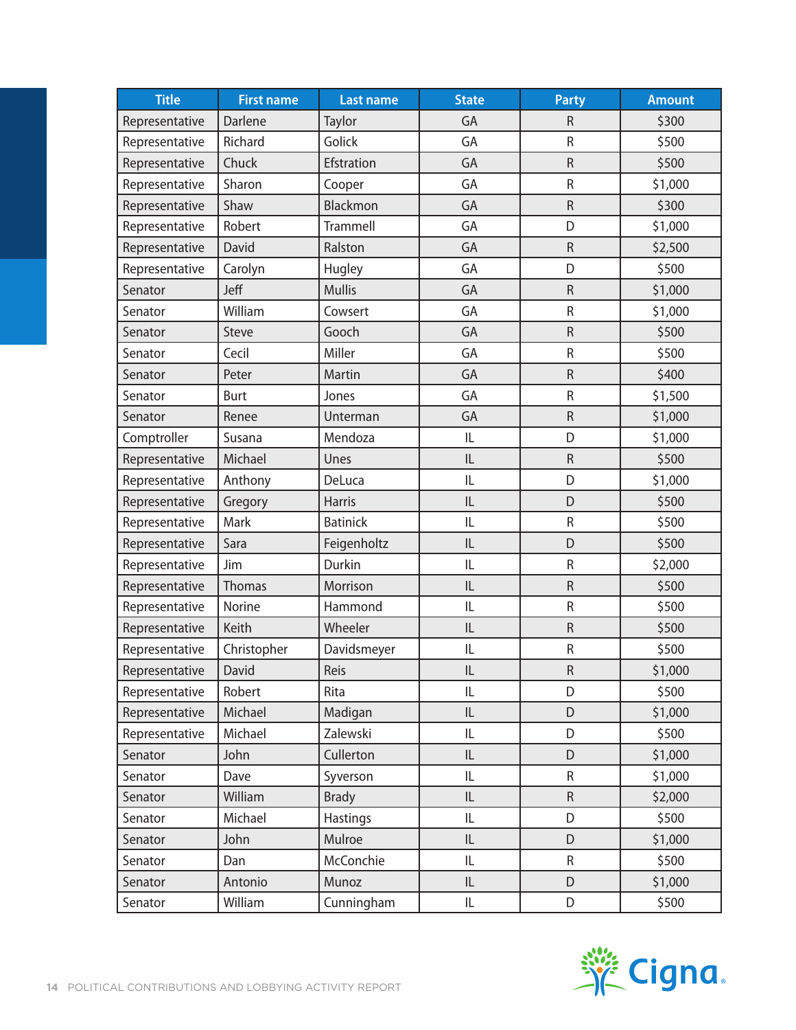| Title | First name | Last name | State | Party | Amount |
|---|---|---|---|---|---|
| Representative | Darlene | Taylor | GA | R | $300 |
| Representative | Richard | Golick | GA | R | $500 |
| Representative | Chuck | Efstration | GA | R | $500 |
| Representative | Sharon | Cooper | GA | R | $1,000 |
| Representative | Shaw | Blackmon | GA | R | $300 |
| Representative | Robert | Trammell | GA | D | $1,000 |
| Representative | David | Ralston | GA | R | $2,500 |
| Representative | Carolyn | Hugley | GA | D | $500 |
| Senator | Jeff | Mullis | GA | R | $1,000 |
| Senator | William | Cowsert | GA | R | $1,000 |
| Senator | Steve | Gooch | GA | R | $500 |
| Senator | Cecil | Miller | GA | R | $500 |
| Senator | Peter | Martin | GA | R | $400 |
| Senator | Burt | Jones | GA | R | $1,500 |
| Senator | Renee | Unterman | GA | R | $1,000 |
| Comptroller | Susana | Mendoza | IL | D | $1,000 |
| Representative | Michael | Unes | IL | R | $500 |
| Representative | Anthony | DeLuca | IL | D | $1,000 |
| Representative | Gregory | Harris | IL | D | $500 |
| Representative | Mark | Batinick | IL | R | $500 |
| Representative | Sara | Feigenholtz | IL | D | $500 |
| Representative | Jim | Durkin | IL | R | $2,000 |
| Representative | Thomas | Morrison | IL | R | $500 |
| Representative | Norine | Hammond | IL | R | $500 |
| Representative | Keith | Wheeler | IL | R | $500 |
| Representative | Christopher | Davidsmeyer | IL | R | $500 |
| Representative | David | Reis | IL | R | $1,000 |
| Representative | Robert | Rita | IL | D | $500 |
| Representative | Michael | Madigan | IL | D | $1,000 |
| Representative | Michael | Zalewski | IL | D | $500 |
| Senator | John | Cullerton | IL | D | $1,000 |
| Senator | Dave | Syverson | IL | R | $1,000 |
| Senator | William | Brady | IL | R | $2,000 |
| Senator | Michael | Hastings | IL | D | $500 |
| Senator | John | Mulroe | IL | D | $1,000 |
| Senator | Dan | McConchie | IL | R | $500 |
| Senator | Antonio | Munoz | IL | D | $1,000 |
| Senator | William | Cunningham | IL | D | $500 |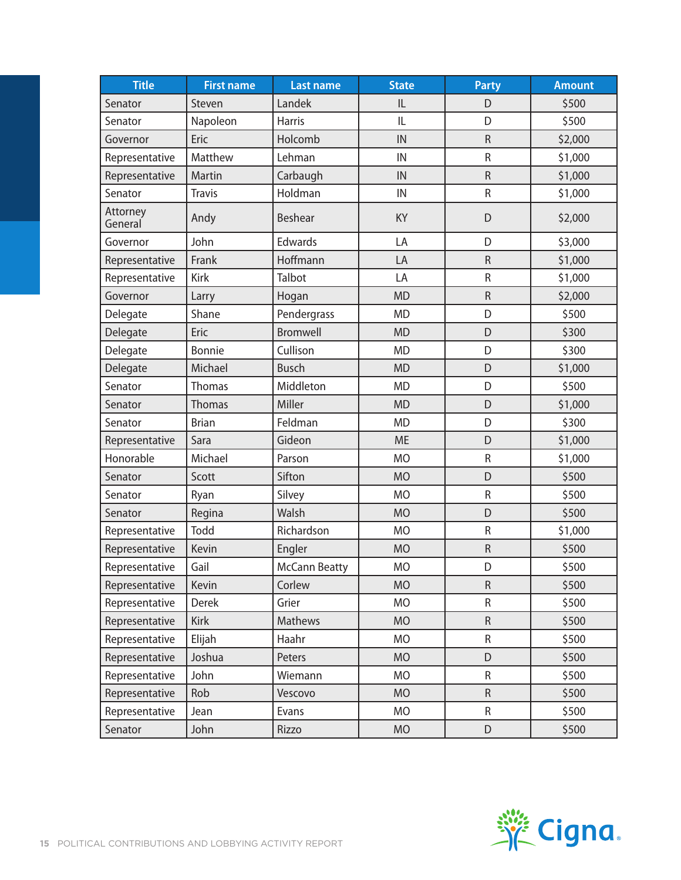| Title | First name | Last name | State | Party | Amount |
|---|---|---|---|---|---|
| Senator | Steven | Landek | IL | D | $500 |
| Senator | Napoleon | Harris | IL | D | $500 |
| Governor | Eric | Holcomb | IN | R | $2,000 |
| Representative | Matthew | Lehman | IN | R | $1,000 |
| Representative | Martin | Carbaugh | IN | R | $1,000 |
| Senator | Travis | Holdman | IN | R | $1,000 |
| Attorney General | Andy | Beshear | KY | D | $2,000 |
| Governor | John | Edwards | LA | D | $3,000 |
| Representative | Frank | Hoffmann | LA | R | $1,000 |
| Representative | Kirk | Talbot | LA | R | $1,000 |
| Governor | Larry | Hogan | MD | R | $2,000 |
| Delegate | Shane | Pendergrass | MD | D | $500 |
| Delegate | Eric | Bromwell | MD | D | $300 |
| Delegate | Bonnie | Cullison | MD | D | $300 |
| Delegate | Michael | Busch | MD | D | $1,000 |
| Senator | Thomas | Middleton | MD | D | $500 |
| Senator | Thomas | Miller | MD | D | $1,000 |
| Senator | Brian | Feldman | MD | D | $300 |
| Representative | Sara | Gideon | ME | D | $1,000 |
| Honorable | Michael | Parson | MO | R | $1,000 |
| Senator | Scott | Sifton | MO | D | $500 |
| Senator | Ryan | Silvey | MO | R | $500 |
| Senator | Regina | Walsh | MO | D | $500 |
| Representative | Todd | Richardson | MO | R | $1,000 |
| Representative | Kevin | Engler | MO | R | $500 |
| Representative | Gail | McCann Beatty | MO | D | $500 |
| Representative | Kevin | Corlew | MO | R | $500 |
| Representative | Derek | Grier | MO | R | $500 |
| Representative | Kirk | Mathews | MO | R | $500 |
| Representative | Elijah | Haahr | MO | R | $500 |
| Representative | Joshua | Peters | MO | D | $500 |
| Representative | John | Wiemann | MO | R | $500 |
| Representative | Rob | Vescovo | MO | R | $500 |
| Representative | Jean | Evans | MO | R | $500 |
| Senator | John | Rizzo | MO | D | $500 |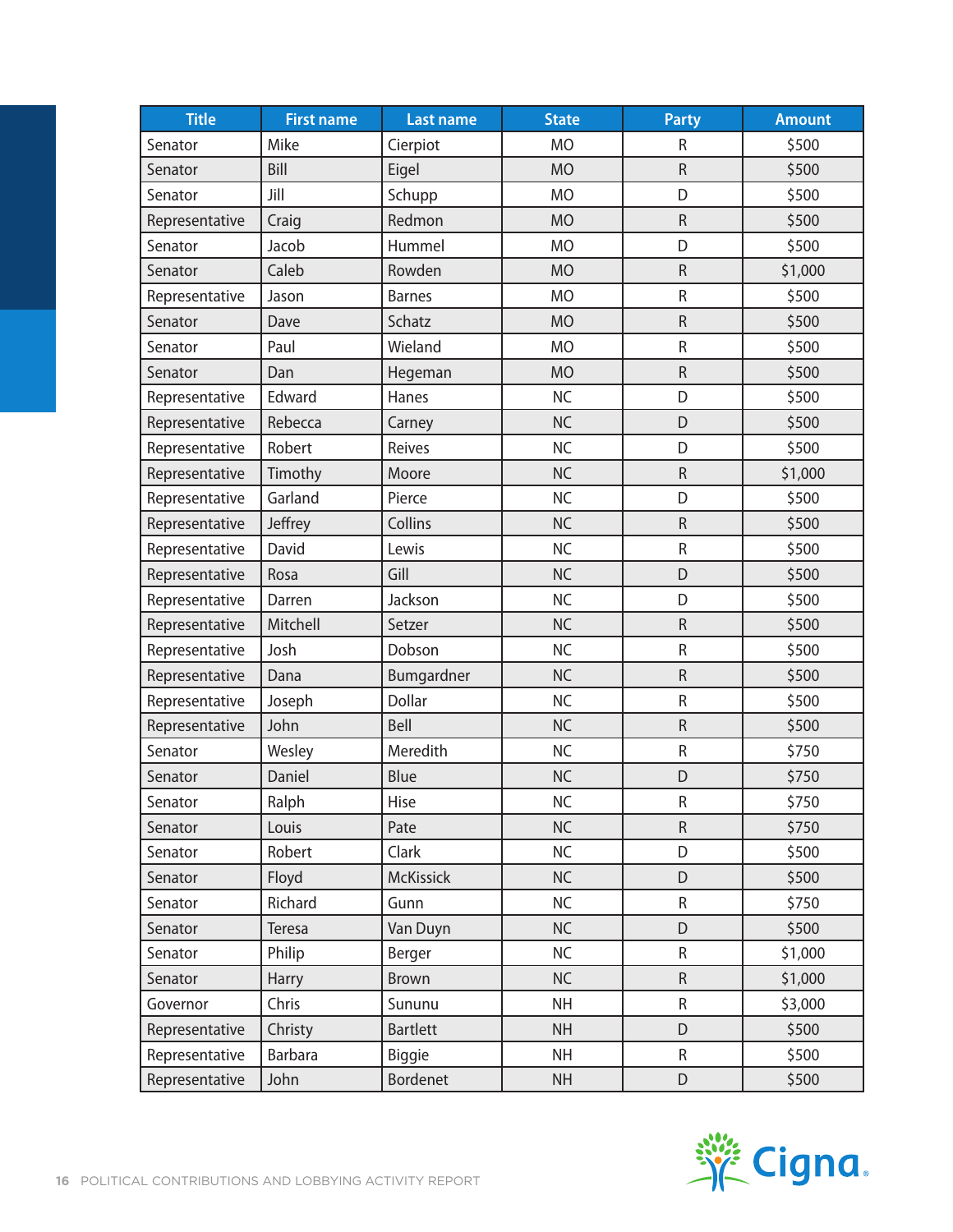| Title | First name | Last name | State | Party | Amount |
|---|---|---|---|---|---|
| Senator | Mike | Cierpiot | MO | R | $500 |
| Senator | Bill | Eigel | MO | R | $500 |
| Senator | Jill | Schupp | MO | D | $500 |
| Representative | Craig | Redmon | MO | R | $500 |
| Senator | Jacob | Hummel | MO | D | $500 |
| Senator | Caleb | Rowden | MO | R | $1,000 |
| Representative | Jason | Barnes | MO | R | $500 |
| Senator | Dave | Schatz | MO | R | $500 |
| Senator | Paul | Wieland | MO | R | $500 |
| Senator | Dan | Hegeman | MO | R | $500 |
| Representative | Edward | Hanes | NC | D | $500 |
| Representative | Rebecca | Carney | NC | D | $500 |
| Representative | Robert | Reives | NC | D | $500 |
| Representative | Timothy | Moore | NC | R | $1,000 |
| Representative | Garland | Pierce | NC | D | $500 |
| Representative | Jeffrey | Collins | NC | R | $500 |
| Representative | David | Lewis | NC | R | $500 |
| Representative | Rosa | Gill | NC | D | $500 |
| Representative | Darren | Jackson | NC | D | $500 |
| Representative | Mitchell | Setzer | NC | R | $500 |
| Representative | Josh | Dobson | NC | R | $500 |
| Representative | Dana | Bumgardner | NC | R | $500 |
| Representative | Joseph | Dollar | NC | R | $500 |
| Representative | John | Bell | NC | R | $500 |
| Senator | Wesley | Meredith | NC | R | $750 |
| Senator | Daniel | Blue | NC | D | $750 |
| Senator | Ralph | Hise | NC | R | $750 |
| Senator | Louis | Pate | NC | R | $750 |
| Senator | Robert | Clark | NC | D | $500 |
| Senator | Floyd | McKissick | NC | D | $500 |
| Senator | Richard | Gunn | NC | R | $750 |
| Senator | Teresa | Van Duyn | NC | D | $500 |
| Senator | Philip | Berger | NC | R | $1,000 |
| Senator | Harry | Brown | NC | R | $1,000 |
| Governor | Chris | Sununu | NH | R | $3,000 |
| Representative | Christy | Bartlett | NH | D | $500 |
| Representative | Barbara | Biggie | NH | R | $500 |
| Representative | John | Bordenet | NH | D | $500 |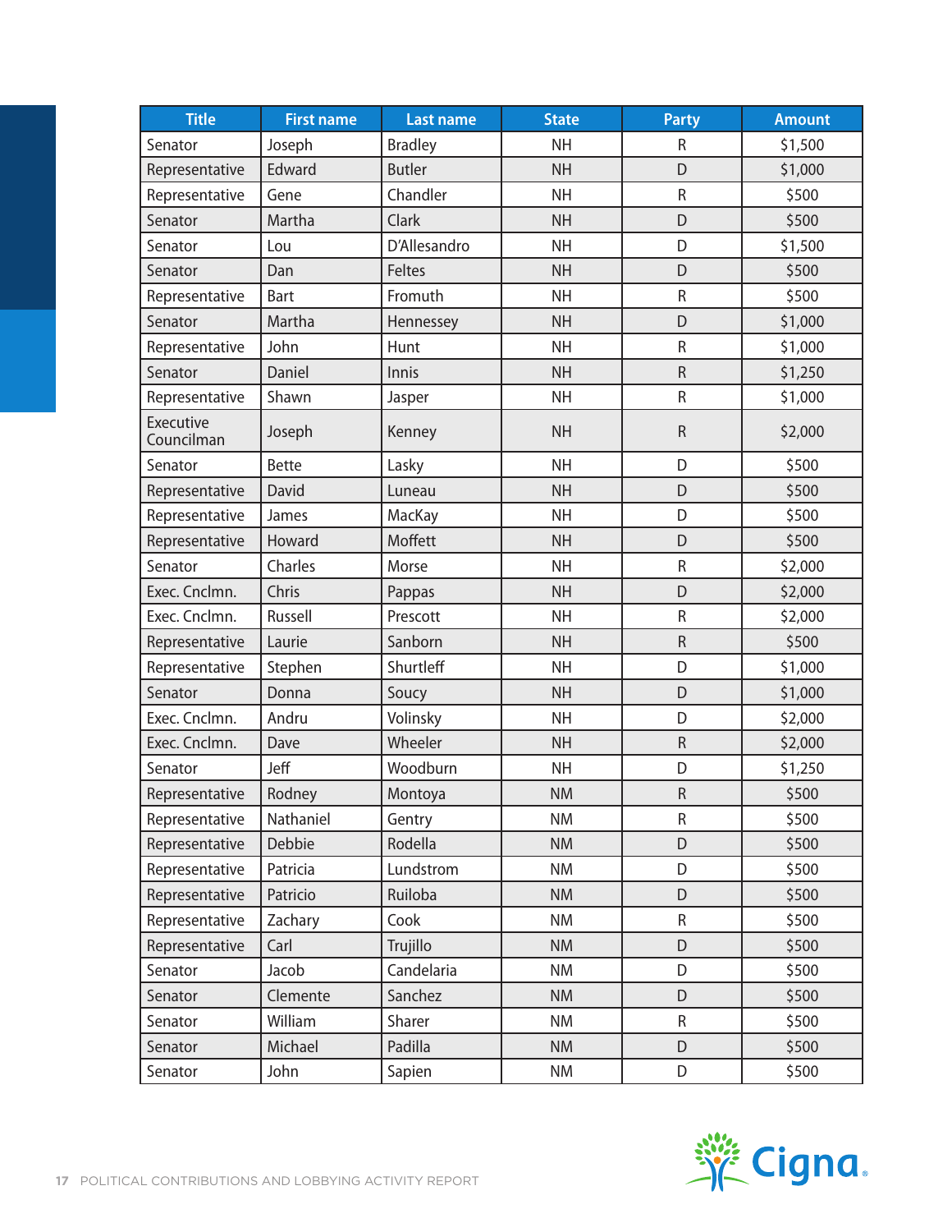| Title | First name | Last name | State | Party | Amount |
|---|---|---|---|---|---|
| Senator | Joseph | Bradley | NH | R | $1,500 |
| Representative | Edward | Butler | NH | D | $1,000 |
| Representative | Gene | Chandler | NH | R | $500 |
| Senator | Martha | Clark | NH | D | $500 |
| Senator | Lou | D'Allesandro | NH | D | $1,500 |
| Senator | Dan | Feltes | NH | D | $500 |
| Representative | Bart | Fromuth | NH | R | $500 |
| Senator | Martha | Hennessey | NH | D | $1,000 |
| Representative | John | Hunt | NH | R | $1,000 |
| Senator | Daniel | Innis | NH | R | $1,250 |
| Representative | Shawn | Jasper | NH | R | $1,000 |
| Executive Councilman | Joseph | Kenney | NH | R | $2,000 |
| Senator | Bette | Lasky | NH | D | $500 |
| Representative | David | Luneau | NH | D | $500 |
| Representative | James | MacKay | NH | D | $500 |
| Representative | Howard | Moffett | NH | D | $500 |
| Senator | Charles | Morse | NH | R | $2,000 |
| Exec. Cnclmn. | Chris | Pappas | NH | D | $2,000 |
| Exec. Cnclmn. | Russell | Prescott | NH | R | $2,000 |
| Representative | Laurie | Sanborn | NH | R | $500 |
| Representative | Stephen | Shurtleff | NH | D | $1,000 |
| Senator | Donna | Soucy | NH | D | $1,000 |
| Exec. Cnclmn. | Andru | Volinsky | NH | D | $2,000 |
| Exec. Cnclmn. | Dave | Wheeler | NH | R | $2,000 |
| Senator | Jeff | Woodburn | NH | D | $1,250 |
| Representative | Rodney | Montoya | NM | R | $500 |
| Representative | Nathaniel | Gentry | NM | R | $500 |
| Representative | Debbie | Rodella | NM | D | $500 |
| Representative | Patricia | Lundstrom | NM | D | $500 |
| Representative | Patricio | Ruiloba | NM | D | $500 |
| Representative | Zachary | Cook | NM | R | $500 |
| Representative | Carl | Trujillo | NM | D | $500 |
| Senator | Jacob | Candelaria | NM | D | $500 |
| Senator | Clemente | Sanchez | NM | D | $500 |
| Senator | William | Sharer | NM | R | $500 |
| Senator | Michael | Padilla | NM | D | $500 |
| Senator | John | Sapien | NM | D | $500 |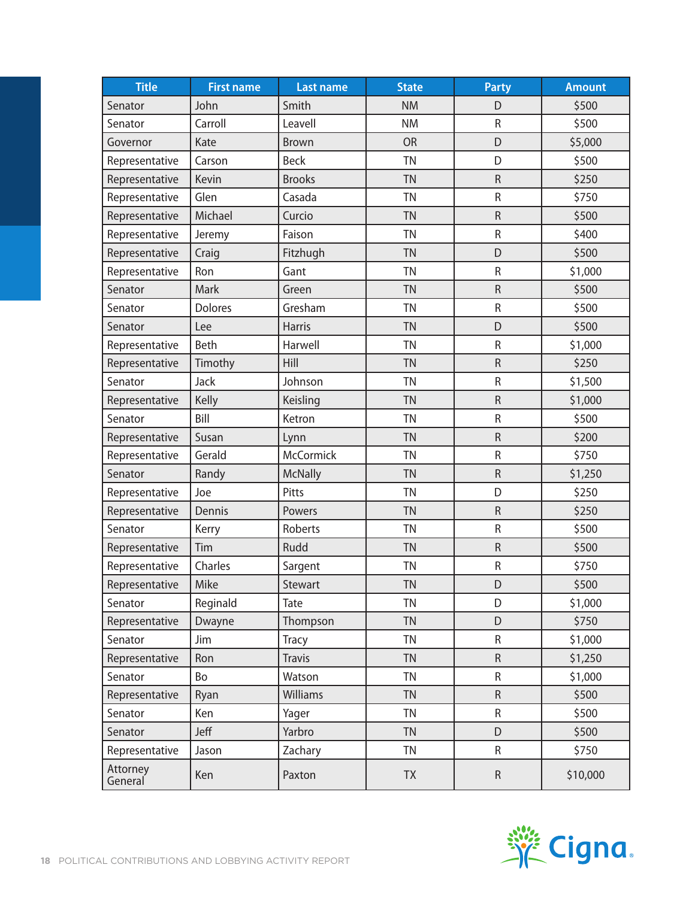| Title | First name | Last name | State | Party | Amount |
|---|---|---|---|---|---|
| Senator | John | Smith | NM | D | $500 |
| Senator | Carroll | Leavell | NM | R | $500 |
| Governor | Kate | Brown | OR | D | $5,000 |
| Representative | Carson | Beck | TN | D | $500 |
| Representative | Kevin | Brooks | TN | R | $250 |
| Representative | Glen | Casada | TN | R | $750 |
| Representative | Michael | Curcio | TN | R | $500 |
| Representative | Jeremy | Faison | TN | R | $400 |
| Representative | Craig | Fitzhugh | TN | D | $500 |
| Representative | Ron | Gant | TN | R | $1,000 |
| Senator | Mark | Green | TN | R | $500 |
| Senator | Dolores | Gresham | TN | R | $500 |
| Senator | Lee | Harris | TN | D | $500 |
| Representative | Beth | Harwell | TN | R | $1,000 |
| Representative | Timothy | Hill | TN | R | $250 |
| Senator | Jack | Johnson | TN | R | $1,500 |
| Representative | Kelly | Keisling | TN | R | $1,000 |
| Senator | Bill | Ketron | TN | R | $500 |
| Representative | Susan | Lynn | TN | R | $200 |
| Representative | Gerald | McCormick | TN | R | $750 |
| Senator | Randy | McNally | TN | R | $1,250 |
| Representative | Joe | Pitts | TN | D | $250 |
| Representative | Dennis | Powers | TN | R | $250 |
| Senator | Kerry | Roberts | TN | R | $500 |
| Representative | Tim | Rudd | TN | R | $500 |
| Representative | Charles | Sargent | TN | R | $750 |
| Representative | Mike | Stewart | TN | D | $500 |
| Senator | Reginald | Tate | TN | D | $1,000 |
| Representative | Dwayne | Thompson | TN | D | $750 |
| Senator | Jim | Tracy | TN | R | $1,000 |
| Representative | Ron | Travis | TN | R | $1,250 |
| Senator | Bo | Watson | TN | R | $1,000 |
| Representative | Ryan | Williams | TN | R | $500 |
| Senator | Ken | Yager | TN | R | $500 |
| Senator | Jeff | Yarbro | TN | D | $500 |
| Representative | Jason | Zachary | TN | R | $750 |
| Attorney General | Ken | Paxton | TX | R | $10,000 |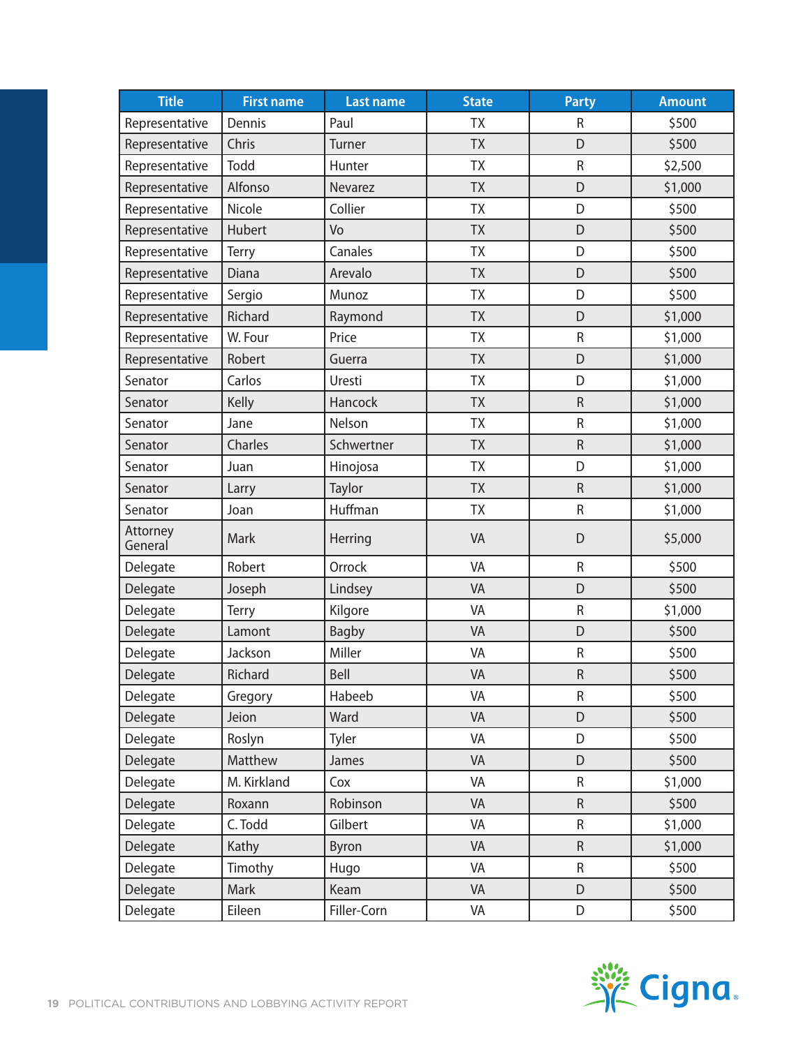| Title | First name | Last name | State | Party | Amount |
|---|---|---|---|---|---|
| Representative | Dennis | Paul | TX | R | $500 |
| Representative | Chris | Turner | TX | D | $500 |
| Representative | Todd | Hunter | TX | R | $2,500 |
| Representative | Alfonso | Nevarez | TX | D | $1,000 |
| Representative | Nicole | Collier | TX | D | $500 |
| Representative | Hubert | Vo | TX | D | $500 |
| Representative | Terry | Canales | TX | D | $500 |
| Representative | Diana | Arevalo | TX | D | $500 |
| Representative | Sergio | Munoz | TX | D | $500 |
| Representative | Richard | Raymond | TX | D | $1,000 |
| Representative | W. Four | Price | TX | R | $1,000 |
| Representative | Robert | Guerra | TX | D | $1,000 |
| Senator | Carlos | Uresti | TX | D | $1,000 |
| Senator | Kelly | Hancock | TX | R | $1,000 |
| Senator | Jane | Nelson | TX | R | $1,000 |
| Senator | Charles | Schwertner | TX | R | $1,000 |
| Senator | Juan | Hinojosa | TX | D | $1,000 |
| Senator | Larry | Taylor | TX | R | $1,000 |
| Senator | Joan | Huffman | TX | R | $1,000 |
| Attorney General | Mark | Herring | VA | D | $5,000 |
| Delegate | Robert | Orrock | VA | R | $500 |
| Delegate | Joseph | Lindsey | VA | D | $500 |
| Delegate | Terry | Kilgore | VA | R | $1,000 |
| Delegate | Lamont | Bagby | VA | D | $500 |
| Delegate | Jackson | Miller | VA | R | $500 |
| Delegate | Richard | Bell | VA | R | $500 |
| Delegate | Gregory | Habeeb | VA | R | $500 |
| Delegate | Jeion | Ward | VA | D | $500 |
| Delegate | Roslyn | Tyler | VA | D | $500 |
| Delegate | Matthew | James | VA | D | $500 |
| Delegate | M. Kirkland | Cox | VA | R | $1,000 |
| Delegate | Roxann | Robinson | VA | R | $500 |
| Delegate | C. Todd | Gilbert | VA | R | $1,000 |
| Delegate | Kathy | Byron | VA | R | $1,000 |
| Delegate | Timothy | Hugo | VA | R | $500 |
| Delegate | Mark | Keam | VA | D | $500 |
| Delegate | Eileen | Filler-Corn | VA | D | $500 |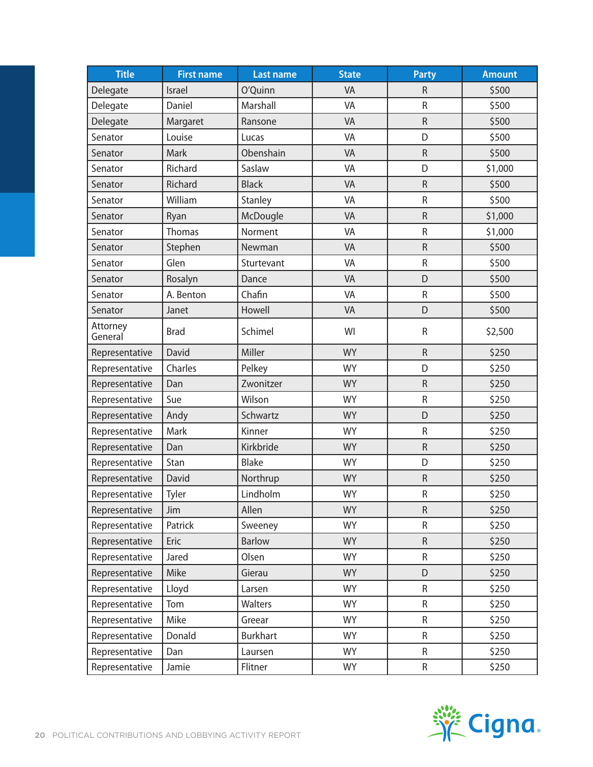| Title | First name | Last name | State | Party | Amount |
|---|---|---|---|---|---|
| Delegate | Israel | O'Quinn | VA | R | $500 |
| Delegate | Daniel | Marshall | VA | R | $500 |
| Delegate | Margaret | Ransone | VA | R | $500 |
| Senator | Louise | Lucas | VA | D | $500 |
| Senator | Mark | Obenshain | VA | R | $500 |
| Senator | Richard | Saslaw | VA | D | $1,000 |
| Senator | Richard | Black | VA | R | $500 |
| Senator | William | Stanley | VA | R | $500 |
| Senator | Ryan | McDougle | VA | R | $1,000 |
| Senator | Thomas | Norment | VA | R | $1,000 |
| Senator | Stephen | Newman | VA | R | $500 |
| Senator | Glen | Sturtevant | VA | R | $500 |
| Senator | Rosalyn | Dance | VA | D | $500 |
| Senator | A. Benton | Chafin | VA | R | $500 |
| Senator | Janet | Howell | VA | D | $500 |
| Attorney General | Brad | Schimel | WI | R | $2,500 |
| Representative | David | Miller | WY | R | $250 |
| Representative | Charles | Pelkey | WY | D | $250 |
| Representative | Dan | Zwonitzer | WY | R | $250 |
| Representative | Sue | Wilson | WY | R | $250 |
| Representative | Andy | Schwartz | WY | D | $250 |
| Representative | Mark | Kinner | WY | R | $250 |
| Representative | Dan | Kirkbride | WY | R | $250 |
| Representative | Stan | Blake | WY | D | $250 |
| Representative | David | Northrup | WY | R | $250 |
| Representative | Tyler | Lindholm | WY | R | $250 |
| Representative | Jim | Allen | WY | R | $250 |
| Representative | Patrick | Sweeney | WY | R | $250 |
| Representative | Eric | Barlow | WY | R | $250 |
| Representative | Jared | Olsen | WY | R | $250 |
| Representative | Mike | Gierau | WY | D | $250 |
| Representative | Lloyd | Larsen | WY | R | $250 |
| Representative | Tom | Walters | WY | R | $250 |
| Representative | Mike | Greear | WY | R | $250 |
| Representative | Donald | Burkhart | WY | R | $250 |
| Representative | Dan | Laursen | WY | R | $250 |
| Representative | Jamie | Flitner | WY | R | $250 |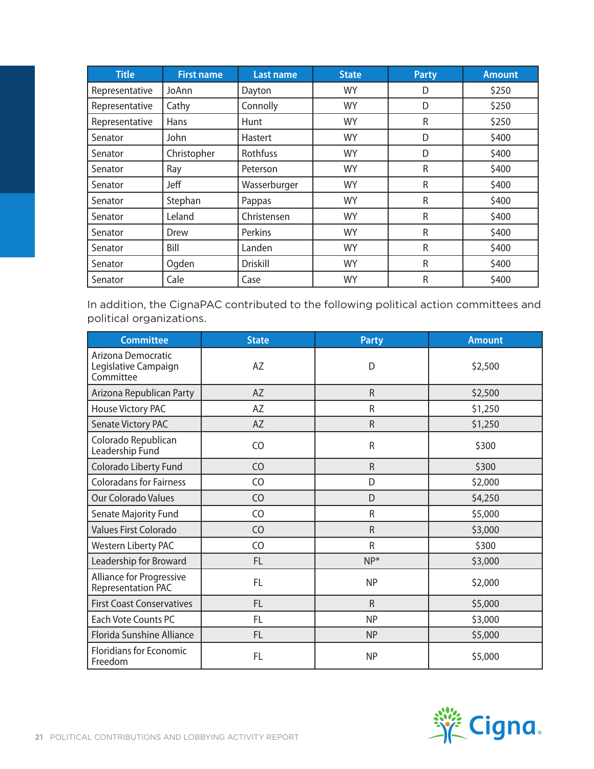| Title | First name | Last name | State | Party | Amount |
|---|---|---|---|---|---|
| Representative | JoAnn | Dayton | WY | D | $250 |
| Representative | Cathy | Connolly | WY | D | $250 |
| Representative | Hans | Hunt | WY | R | $250 |
| Senator | John | Hastert | WY | D | $400 |
| Senator | Christopher | Rothfuss | WY | D | $400 |
| Senator | Ray | Peterson | WY | R | $400 |
| Senator | Jeff | Wasserburger | WY | R | $400 |
| Senator | Stephan | Pappas | WY | R | $400 |
| Senator | Leland | Christensen | WY | R | $400 |
| Senator | Drew | Perkins | WY | R | $400 |
| Senator | Bill | Landen | WY | R | $400 |
| Senator | Ogden | Driskill | WY | R | $400 |
| Senator | Cale | Case | WY | R | $400 |

In addition, the CignaPAC contributed to the following political action committees and political organizations.

| Committee | State | Party | Amount |
|---|---|---|---|
| Arizona Democratic Legislative Campaign Committee | AZ | D | $2,500 |
| Arizona Republican Party | AZ | R | $2,500 |
| House Victory PAC | AZ | R | $1,250 |
| Senate Victory PAC | AZ | R | $1,250 |
| Colorado Republican Leadership Fund | CO | R | $300 |
| Colorado Liberty Fund | CO | R | $300 |
| Coloradans for Fairness | CO | D | $2,000 |
| Our Colorado Values | CO | D | $4,250 |
| Senate Majority Fund | CO | R | $5,000 |
| Values First Colorado | CO | R | $3,000 |
| Western Liberty PAC | CO | R | $300 |
| Leadership for Broward | FL | NP* | $3,000 |
| Alliance for Progressive Representation PAC | FL | NP | $2,000 |
| First Coast Conservatives | FL | R | $5,000 |
| Each Vote Counts PC | FL | NP | $3,000 |
| Florida Sunshine Alliance | FL | NP | $5,000 |
| Floridians for Economic Freedom | FL | NP | $5,000 |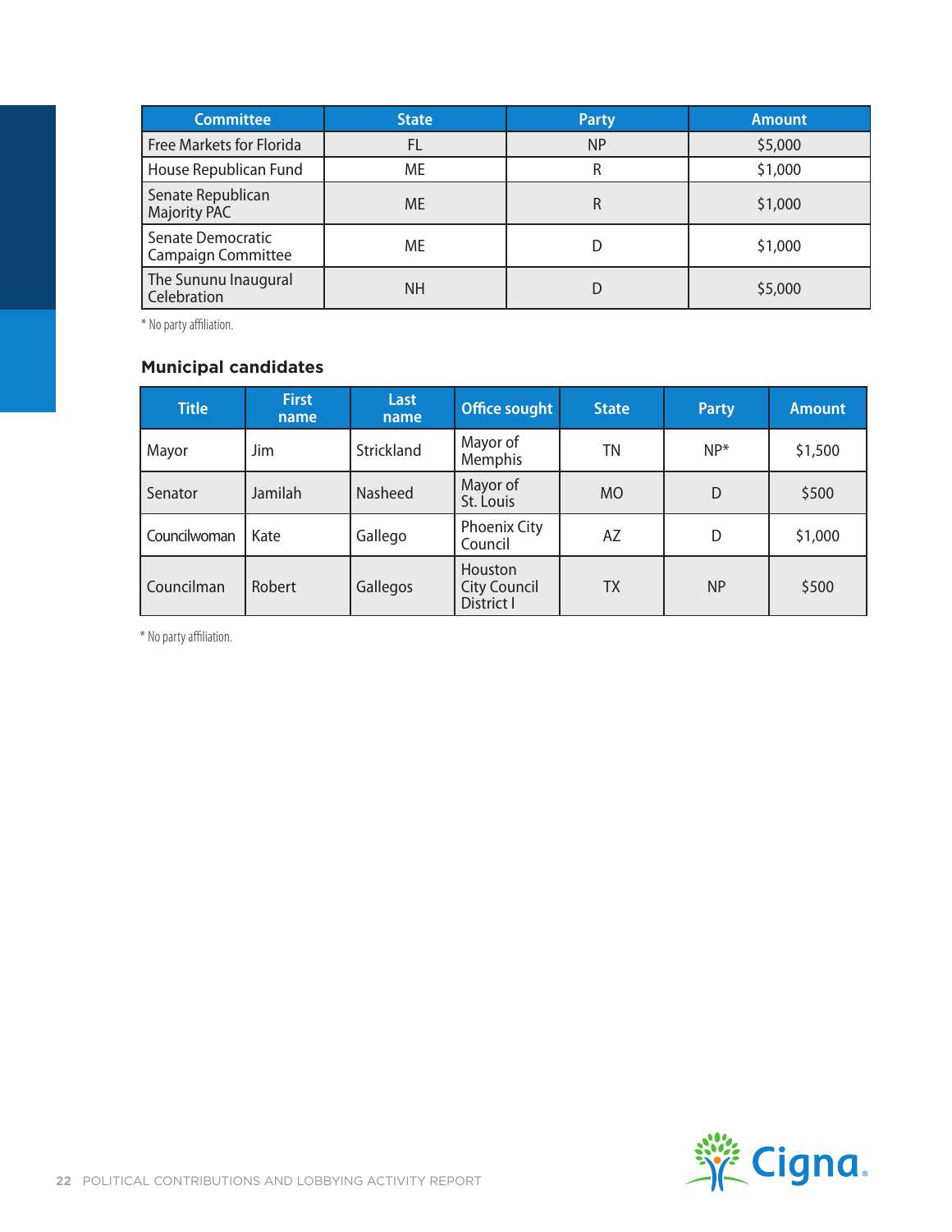| Committee | State | Party | Amount |
|---|---|---|---|
| Free Markets for Florida | FL | NP | $5,000 |
| House Republican Fund | ME | R | $1,000 |
| Senate Republican Majority PAC | ME | R | $1,000 |
| Senate Democratic Campaign Committee | ME | D | $1,000 |
| The Sununu Inaugural Celebration | NH | D | $5,000 |

* No party affiliation.

### Municipal candidates

| Title | First name | Last name | Office sought | State | Party | Amount |
|---|---|---|---|---|---|---|
| Mayor | Jim | Strickland | Mayor of Memphis | TN | NP* | $1,500 |
| Senator | Jamilah | Nasheed | Mayor of St. Louis | MO | D | $500 |
| Councilwoman | Kate | Gallego | Phoenix City Council | AZ | D | $1,000 |
| Councilman | Robert | Gallegos | Houston City Council District I | TX | NP | $500 |

* No party affiliation.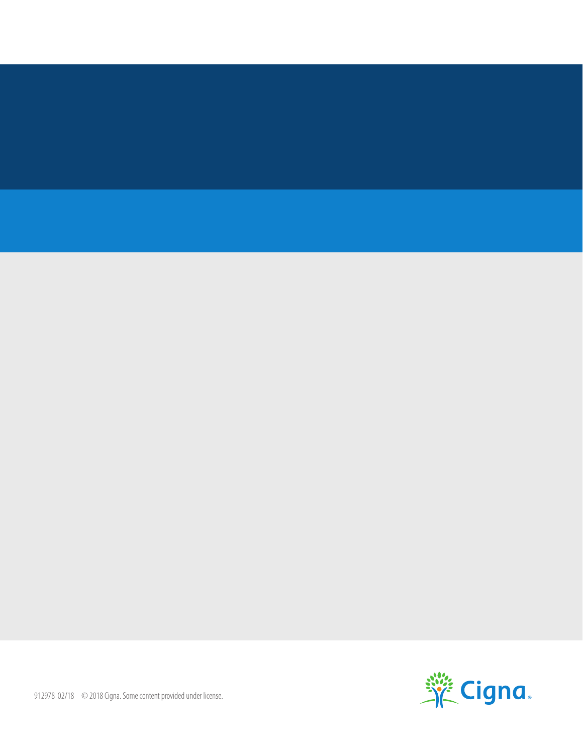912978 02/18 © 2018 Cigna. Some content provided under license.

Cigna.